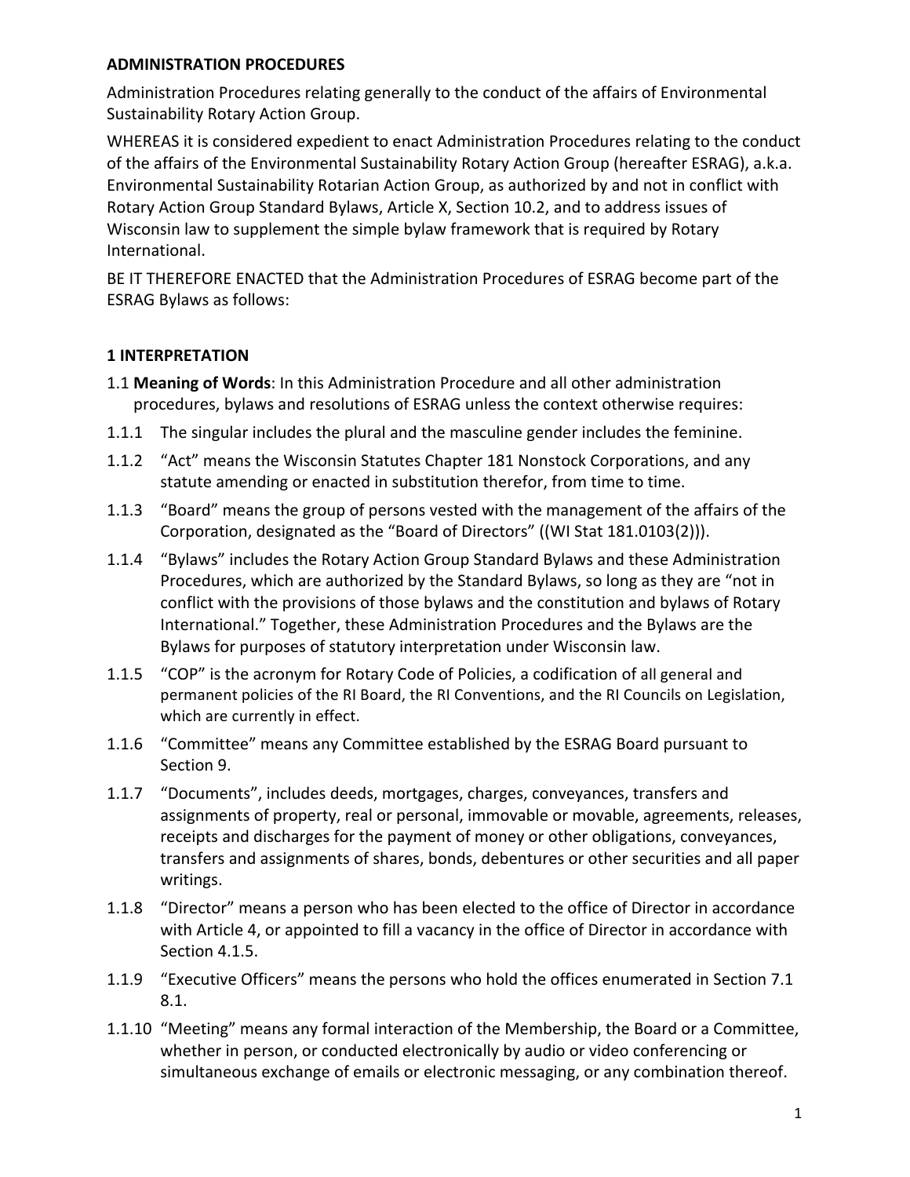**ADMINISTRATION PROCEDURES**

Administration Procedures relating generally to the conduct of the affairs of Environmental Sustainability Rotary Action Group.

WHEREAS it is considered expedient to enact Administration Procedures relating to the conduct of the affairs of the Environmental Sustainability Rotary Action Group (hereafter ESRAG), a.k.a. Environmental Sustainability Rotarian Action Group, as authorized by and not in conflict with Rotary Action Group Standard Bylaws, Article X, Section 10.2, and to address issues of Wisconsin law to supplement the simple bylaw framework that is required by Rotary International.

BE IT THEREFORE ENACTED that the Administration Procedures of ESRAG become part of the ESRAG Bylaws as follows:

**1 INTERPRETATION**

1.1 **Meaning of Words**: In this Administration Procedure and all other administration procedures, bylaws and resolutions of ESRAG unless the context otherwise requires:

1.1.1 The singular includes the plural and the masculine gender includes the feminine.

1.1.2 “Act” means the Wisconsin Statutes Chapter 181 Nonstock Corporations, and any statute amending or enacted in substitution therefor, from time to time.

1.1.3 “Board” means the group of persons vested with the management of the affairs of the Corporation, designated as the “Board of Directors” ((WI Stat 181.0103(2))).

1.1.4 “Bylaws” includes the Rotary Action Group Standard Bylaws and these Administration Procedures, which are authorized by the Standard Bylaws, so long as they are “not in conflict with the provisions of those bylaws and the constitution and bylaws of Rotary International.” Together, these Administration Procedures and the Bylaws are the Bylaws for purposes of statutory interpretation under Wisconsin law.

1.1.5 “COP” is the acronym for Rotary Code of Policies, a codification of all general and permanent policies of the RI Board, the RI Conventions, and the RI Councils on Legislation, which are currently in effect.

1.1.6 “Committee” means any Committee established by the ESRAG Board pursuant to Section 9.

1.1.7 “Documents”, includes deeds, mortgages, charges, conveyances, transfers and assignments of property, real or personal, immovable or movable, agreements, releases, receipts and discharges for the payment of money or other obligations, conveyances, transfers and assignments of shares, bonds, debentures or other securities and all paper writings.

1.1.8 “Director” means a person who has been elected to the office of Director in accordance with Article 4, or appointed to fill a vacancy in the office of Director in accordance with Section 4.1.5.

1.1.9 “Executive Officers” means the persons who hold the offices enumerated in Section 7.1 8.1.

1.1.10 “Meeting” means any formal interaction of the Membership, the Board or a Committee, whether in person, or conducted electronically by audio or video conferencing or simultaneous exchange of emails or electronic messaging, or any combination thereof.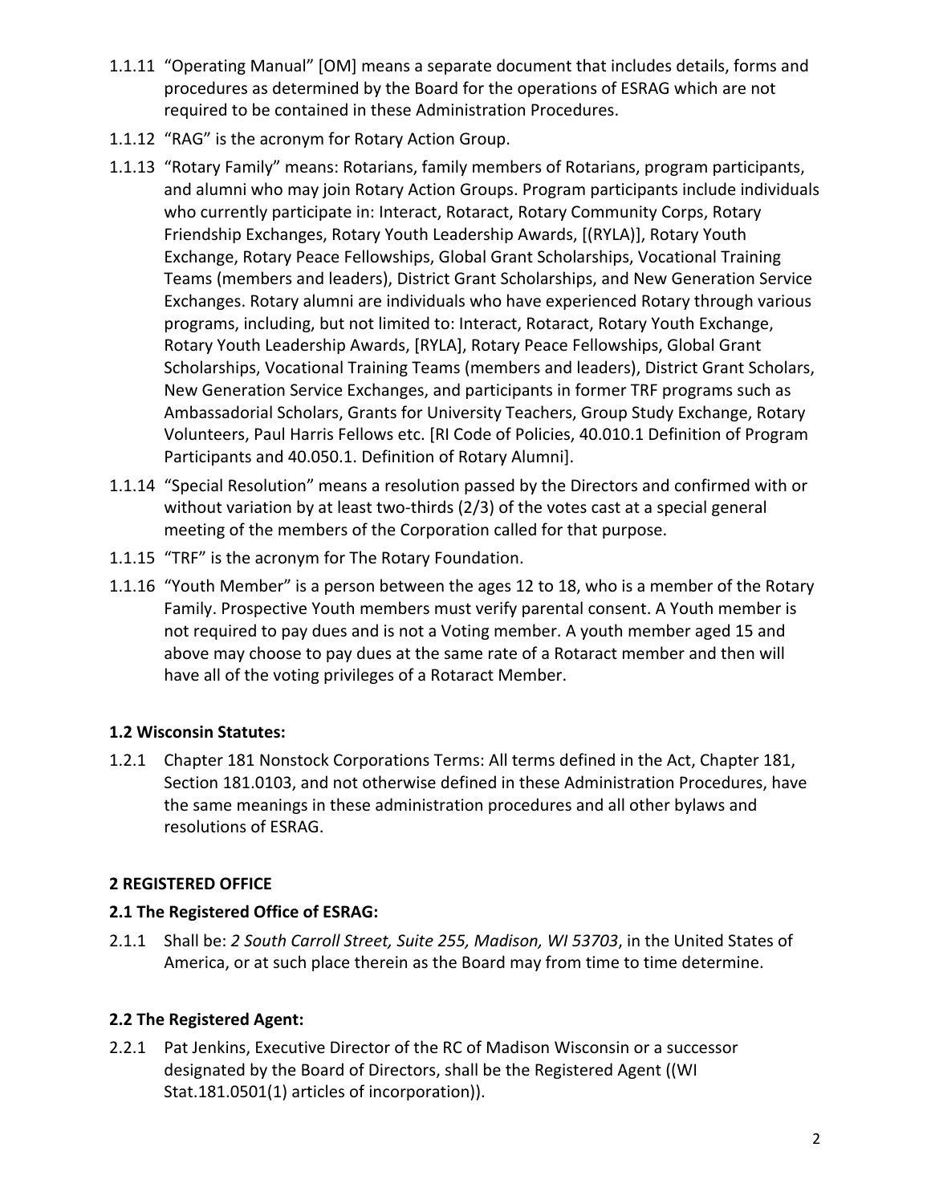1.1.11 "Operating Manual" [OM] means a separate document that includes details, forms and procedures as determined by the Board for the operations of ESRAG which are not required to be contained in these Administration Procedures.

1.1.12 "RAG" is the acronym for Rotary Action Group.

1.1.13 "Rotary Family" means: Rotarians, family members of Rotarians, program participants, and alumni who may join Rotary Action Groups. Program participants include individuals who currently participate in: Interact, Rotaract, Rotary Community Corps, Rotary Friendship Exchanges, Rotary Youth Leadership Awards, [(RYLA)], Rotary Youth Exchange, Rotary Peace Fellowships, Global Grant Scholarships, Vocational Training Teams (members and leaders), District Grant Scholarships, and New Generation Service Exchanges. Rotary alumni are individuals who have experienced Rotary through various programs, including, but not limited to: Interact, Rotaract, Rotary Youth Exchange, Rotary Youth Leadership Awards, [RYLA], Rotary Peace Fellowships, Global Grant Scholarships, Vocational Training Teams (members and leaders), District Grant Scholars, New Generation Service Exchanges, and participants in former TRF programs such as Ambassadorial Scholars, Grants for University Teachers, Group Study Exchange, Rotary Volunteers, Paul Harris Fellows etc. [RI Code of Policies, 40.010.1 Definition of Program Participants and 40.050.1. Definition of Rotary Alumni].

1.1.14 "Special Resolution" means a resolution passed by the Directors and confirmed with or without variation by at least two-thirds (2/3) of the votes cast at a special general meeting of the members of the Corporation called for that purpose.

1.1.15 "TRF" is the acronym for The Rotary Foundation.

1.1.16 "Youth Member" is a person between the ages 12 to 18, who is a member of the Rotary Family. Prospective Youth members must verify parental consent. A Youth member is not required to pay dues and is not a Voting member. A youth member aged 15 and above may choose to pay dues at the same rate of a Rotaract member and then will have all of the voting privileges of a Rotaract Member.

### 1.2 Wisconsin Statutes:

1.2.1 Chapter 181 Nonstock Corporations Terms: All terms defined in the Act, Chapter 181, Section 181.0103, and not otherwise defined in these Administration Procedures, have the same meanings in these administration procedures and all other bylaws and resolutions of ESRAG.

## 2 REGISTERED OFFICE

### 2.1 The Registered Office of ESRAG:

2.1.1 Shall be: *2 South Carroll Street, Suite 255, Madison, WI 53703*, in the United States of America, or at such place therein as the Board may from time to time determine.

### 2.2 The Registered Agent:

2.2.1 Pat Jenkins, Executive Director of the RC of Madison Wisconsin or a successor designated by the Board of Directors, shall be the Registered Agent ((WI Stat.181.0501(1) articles of incorporation)).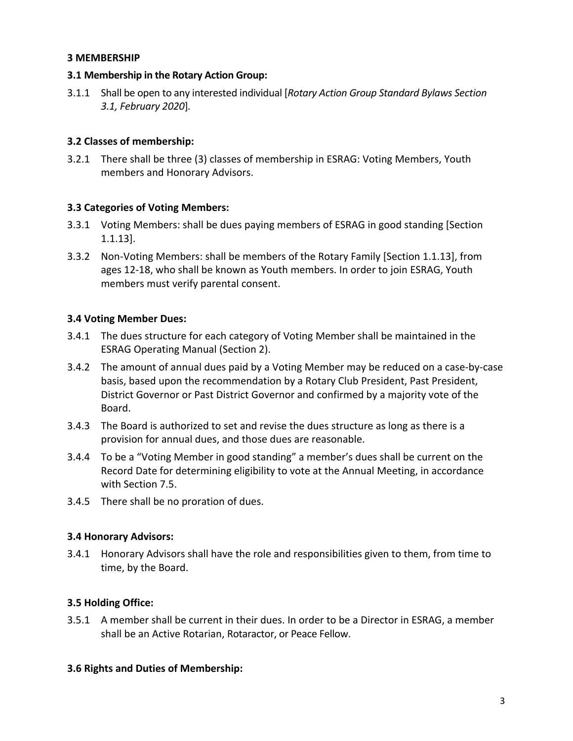## 3 MEMBERSHIP

### 3.1 Membership in the Rotary Action Group:

3.1.1 Shall be open to any interested individual [*Rotary Action Group Standard Bylaws Section 3.1, February 2020*].

### 3.2 Classes of membership:

3.2.1 There shall be three (3) classes of membership in ESRAG: Voting Members, Youth members and Honorary Advisors.

### 3.3 Categories of Voting Members:

3.3.1 Voting Members: shall be dues paying members of ESRAG in good standing [Section 1.1.13].

3.3.2 Non-Voting Members: shall be members of the Rotary Family [Section 1.1.13], from ages 12-18, who shall be known as Youth members. In order to join ESRAG, Youth members must verify parental consent.

### 3.4 Voting Member Dues:

3.4.1 The dues structure for each category of Voting Member shall be maintained in the ESRAG Operating Manual (Section 2).

3.4.2 The amount of annual dues paid by a Voting Member may be reduced on a case-by-case basis, based upon the recommendation by a Rotary Club President, Past President, District Governor or Past District Governor and confirmed by a majority vote of the Board.

3.4.3 The Board is authorized to set and revise the dues structure as long as there is a provision for annual dues, and those dues are reasonable.

3.4.4 To be a "Voting Member in good standing" a member's dues shall be current on the Record Date for determining eligibility to vote at the Annual Meeting, in accordance with Section 7.5.

3.4.5 There shall be no proration of dues.

### 3.4 Honorary Advisors:

3.4.1 Honorary Advisors shall have the role and responsibilities given to them, from time to time, by the Board.

### 3.5 Holding Office:

3.5.1 A member shall be current in their dues. In order to be a Director in ESRAG, a member shall be an Active Rotarian, Rotaractor, or Peace Fellow.

### 3.6 Rights and Duties of Membership: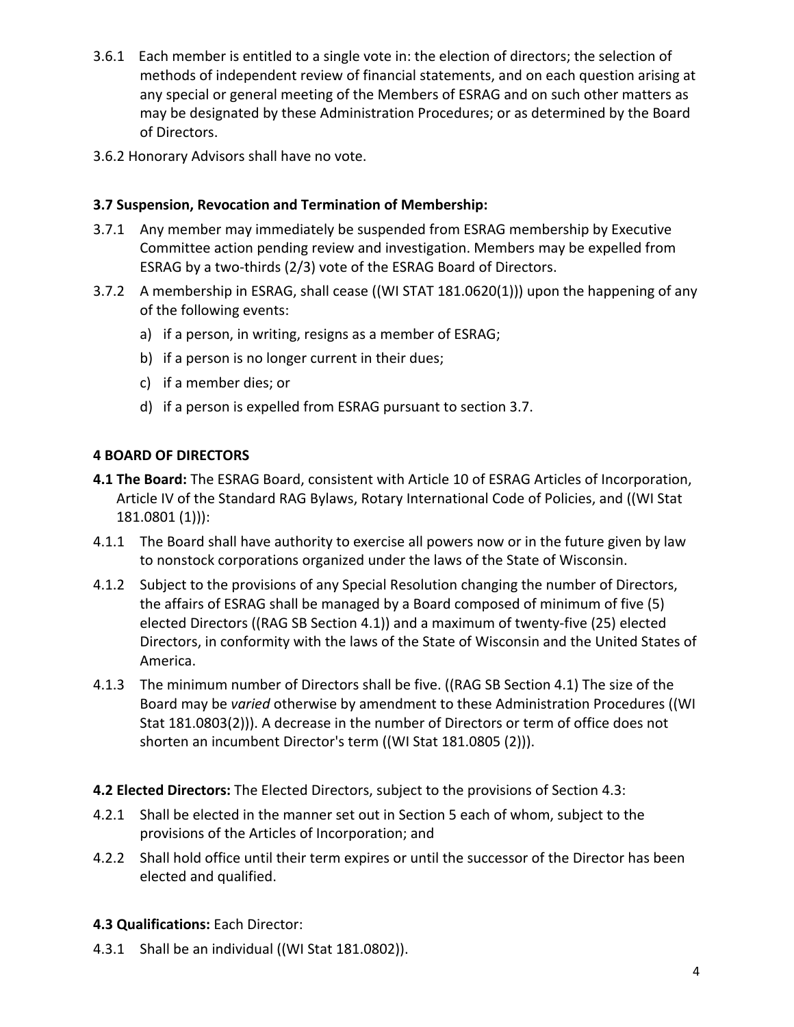3.6.1 Each member is entitled to a single vote in: the election of directors; the selection of methods of independent review of financial statements, and on each question arising at any special or general meeting of the Members of ESRAG and on such other matters as may be designated by these Administration Procedures; or as determined by the Board of Directors.

3.6.2 Honorary Advisors shall have no vote.

**3.7 Suspension, Revocation and Termination of Membership:**

3.7.1 Any member may immediately be suspended from ESRAG membership by Executive Committee action pending review and investigation. Members may be expelled from ESRAG by a two-thirds (2/3) vote of the ESRAG Board of Directors.

3.7.2 A membership in ESRAG, shall cease ((WI STAT 181.0620(1))) upon the happening of any of the following events:

a) if a person, in writing, resigns as a member of ESRAG;

b) if a person is no longer current in their dues;

c) if a member dies; or

d) if a person is expelled from ESRAG pursuant to section 3.7.

**4 BOARD OF DIRECTORS**

**4.1 The Board:** The ESRAG Board, consistent with Article 10 of ESRAG Articles of Incorporation, Article IV of the Standard RAG Bylaws, Rotary International Code of Policies, and ((WI Stat 181.0801 (1))):

4.1.1 The Board shall have authority to exercise all powers now or in the future given by law to nonstock corporations organized under the laws of the State of Wisconsin.

4.1.2 Subject to the provisions of any Special Resolution changing the number of Directors, the affairs of ESRAG shall be managed by a Board composed of minimum of five (5) elected Directors ((RAG SB Section 4.1)) and a maximum of twenty-five (25) elected Directors, in conformity with the laws of the State of Wisconsin and the United States of America.

4.1.3 The minimum number of Directors shall be five. ((RAG SB Section 4.1) The size of the Board may be *varied* otherwise by amendment to these Administration Procedures ((WI Stat 181.0803(2))). A decrease in the number of Directors or term of office does not shorten an incumbent Director's term ((WI Stat 181.0805 (2))).

**4.2 Elected Directors:** The Elected Directors, subject to the provisions of Section 4.3:

4.2.1 Shall be elected in the manner set out in Section 5 each of whom, subject to the provisions of the Articles of Incorporation; and

4.2.2 Shall hold office until their term expires or until the successor of the Director has been elected and qualified.

**4.3 Qualifications:** Each Director:

4.3.1 Shall be an individual ((WI Stat 181.0802)).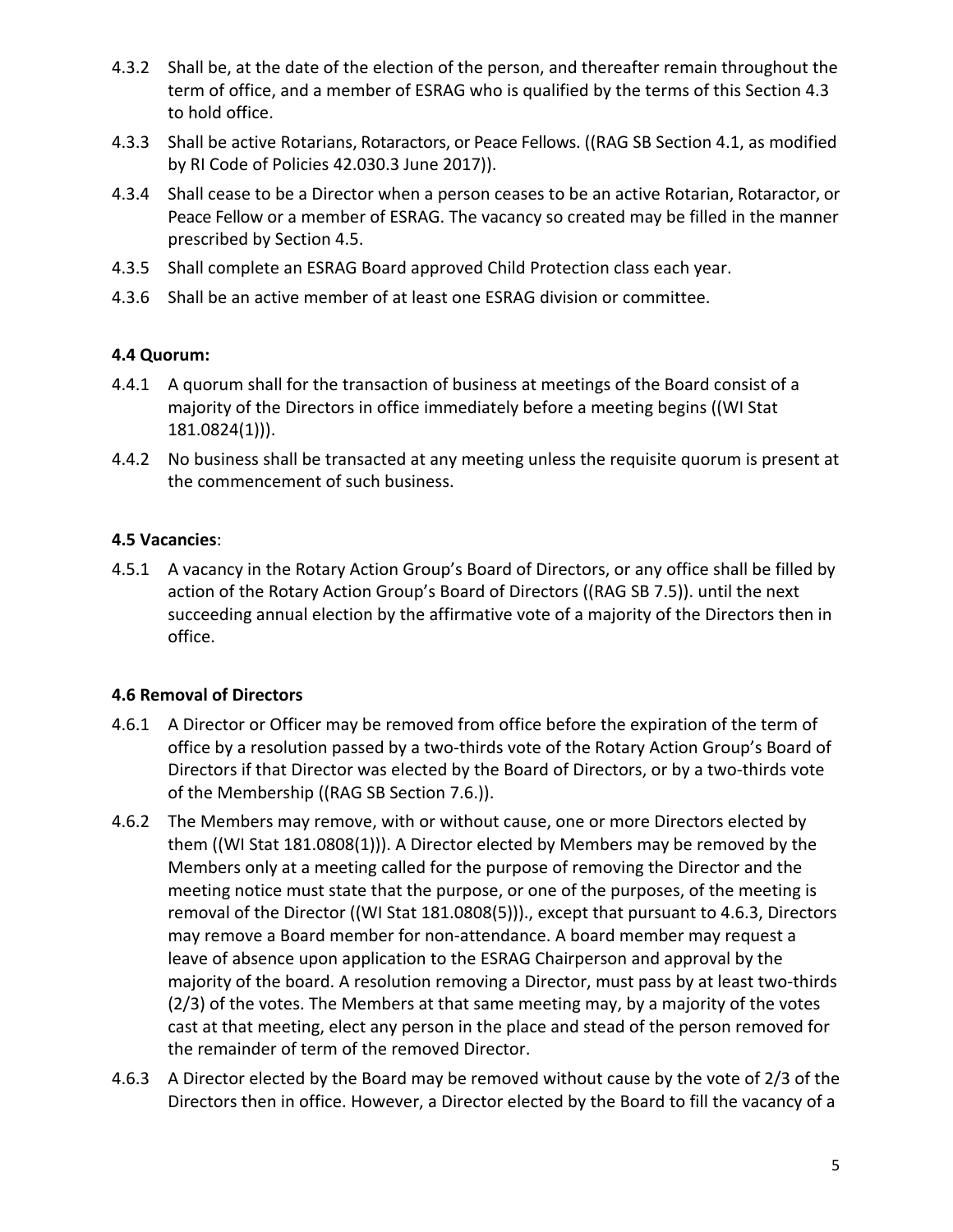4.3.2 Shall be, at the date of the election of the person, and thereafter remain throughout the term of office, and a member of ESRAG who is qualified by the terms of this Section 4.3 to hold office.

4.3.3 Shall be active Rotarians, Rotaractors, or Peace Fellows. ((RAG SB Section 4.1, as modified by RI Code of Policies 42.030.3 June 2017)).

4.3.4 Shall cease to be a Director when a person ceases to be an active Rotarian, Rotaractor, or Peace Fellow or a member of ESRAG. The vacancy so created may be filled in the manner prescribed by Section 4.5.

4.3.5 Shall complete an ESRAG Board approved Child Protection class each year.

4.3.6 Shall be an active member of at least one ESRAG division or committee.

**4.4 Quorum:**

4.4.1 A quorum shall for the transaction of business at meetings of the Board consist of a majority of the Directors in office immediately before a meeting begins ((WI Stat 181.0824(1))).

4.4.2 No business shall be transacted at any meeting unless the requisite quorum is present at the commencement of such business.

**4.5 Vacancies**:

4.5.1 A vacancy in the Rotary Action Group's Board of Directors, or any office shall be filled by action of the Rotary Action Group's Board of Directors ((RAG SB 7.5)). until the next succeeding annual election by the affirmative vote of a majority of the Directors then in office.

**4.6 Removal of Directors**

4.6.1 A Director or Officer may be removed from office before the expiration of the term of office by a resolution passed by a two-thirds vote of the Rotary Action Group's Board of Directors if that Director was elected by the Board of Directors, or by a two-thirds vote of the Membership ((RAG SB Section 7.6.)).

4.6.2 The Members may remove, with or without cause, one or more Directors elected by them ((WI Stat 181.0808(1))). A Director elected by Members may be removed by the Members only at a meeting called for the purpose of removing the Director and the meeting notice must state that the purpose, or one of the purposes, of the meeting is removal of the Director ((WI Stat 181.0808(5)))., except that pursuant to 4.6.3, Directors may remove a Board member for non-attendance. A board member may request a leave of absence upon application to the ESRAG Chairperson and approval by the majority of the board. A resolution removing a Director, must pass by at least two-thirds (2/3) of the votes. The Members at that same meeting may, by a majority of the votes cast at that meeting, elect any person in the place and stead of the person removed for the remainder of term of the removed Director.

4.6.3 A Director elected by the Board may be removed without cause by the vote of 2/3 of the Directors then in office. However, a Director elected by the Board to fill the vacancy of a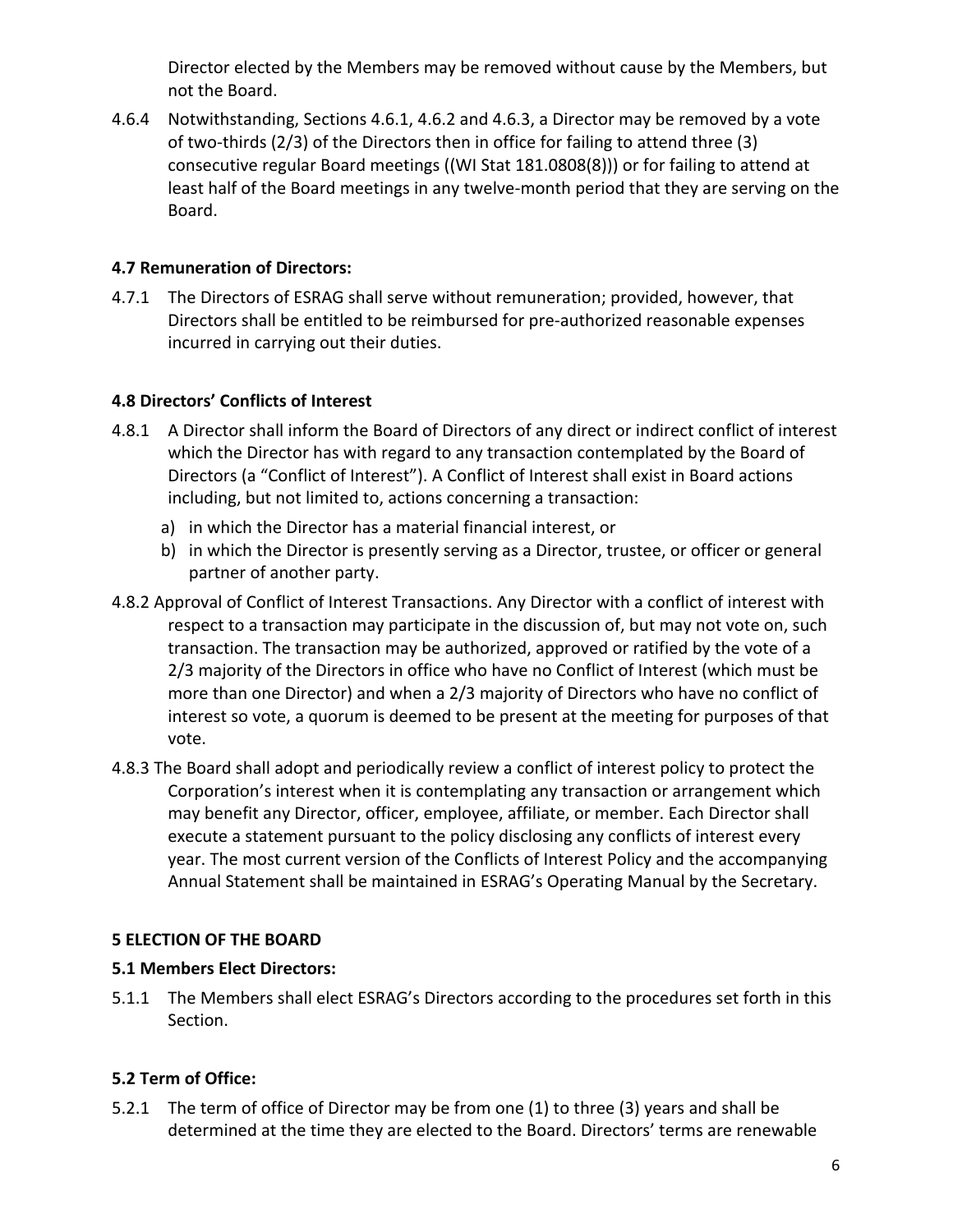Director elected by the Members may be removed without cause by the Members, but not the Board.

4.6.4 Notwithstanding, Sections 4.6.1, 4.6.2 and 4.6.3, a Director may be removed by a vote of two-thirds (2/3) of the Directors then in office for failing to attend three (3) consecutive regular Board meetings ((WI Stat 181.0808(8))) or for failing to attend at least half of the Board meetings in any twelve-month period that they are serving on the Board.

**4.7 Remuneration of Directors:**

4.7.1 The Directors of ESRAG shall serve without remuneration; provided, however, that Directors shall be entitled to be reimbursed for pre-authorized reasonable expenses incurred in carrying out their duties.

**4.8 Directors' Conflicts of Interest**

4.8.1 A Director shall inform the Board of Directors of any direct or indirect conflict of interest which the Director has with regard to any transaction contemplated by the Board of Directors (a "Conflict of Interest"). A Conflict of Interest shall exist in Board actions including, but not limited to, actions concerning a transaction:

a) in which the Director has a material financial interest, or
b) in which the Director is presently serving as a Director, trustee, or officer or general partner of another party.

4.8.2 Approval of Conflict of Interest Transactions. Any Director with a conflict of interest with respect to a transaction may participate in the discussion of, but may not vote on, such transaction. The transaction may be authorized, approved or ratified by the vote of a 2/3 majority of the Directors in office who have no Conflict of Interest (which must be more than one Director) and when a 2/3 majority of Directors who have no conflict of interest so vote, a quorum is deemed to be present at the meeting for purposes of that vote.

4.8.3 The Board shall adopt and periodically review a conflict of interest policy to protect the Corporation's interest when it is contemplating any transaction or arrangement which may benefit any Director, officer, employee, affiliate, or member. Each Director shall execute a statement pursuant to the policy disclosing any conflicts of interest every year. The most current version of the Conflicts of Interest Policy and the accompanying Annual Statement shall be maintained in ESRAG's Operating Manual by the Secretary.

**5 ELECTION OF THE BOARD**

**5.1 Members Elect Directors:**

5.1.1 The Members shall elect ESRAG's Directors according to the procedures set forth in this Section.

**5.2 Term of Office:**

5.2.1 The term of office of Director may be from one (1) to three (3) years and shall be determined at the time they are elected to the Board. Directors' terms are renewable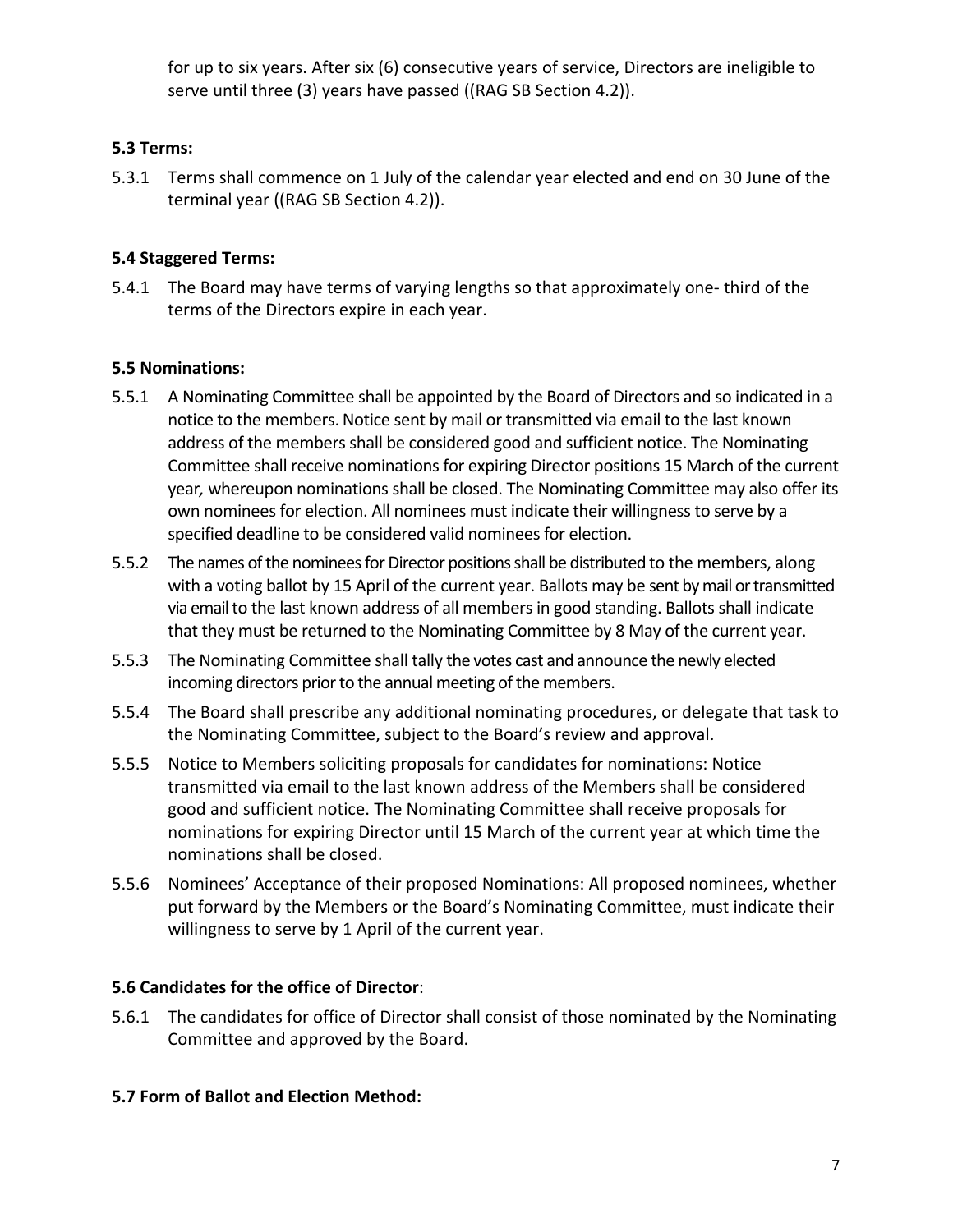for up to six years. After six (6) consecutive years of service, Directors are ineligible to serve until three (3) years have passed ((RAG SB Section 4.2)).

**5.3 Terms:**

5.3.1 Terms shall commence on 1 July of the calendar year elected and end on 30 June of the terminal year ((RAG SB Section 4.2)).

**5.4 Staggered Terms:**

5.4.1 The Board may have terms of varying lengths so that approximately one- third of the terms of the Directors expire in each year.

**5.5 Nominations:**

5.5.1 A Nominating Committee shall be appointed by the Board of Directors and so indicated in a notice to the members. Notice sent by mail or transmitted via email to the last known address of the members shall be considered good and sufficient notice. The Nominating Committee shall receive nominations for expiring Director positions 15 March of the current year*,* whereupon nominations shall be closed. The Nominating Committee may also offer its own nominees for election. All nominees must indicate their willingness to serve by a specified deadline to be considered valid nominees for election.

5.5.2 The names of the nominees for Director positions shall be distributed to the members, along with a voting ballot by 15 April of the current year. Ballots may be sent by mail or transmitted via email to the last known address of all members in good standing. Ballots shall indicate that they must be returned to the Nominating Committee by 8 May of the current year.

5.5.3 The Nominating Committee shall tally the votes cast and announce the newly elected incoming directors prior to the annual meeting of the members.

5.5.4 The Board shall prescribe any additional nominating procedures, or delegate that task to the Nominating Committee, subject to the Board's review and approval.

5.5.5 Notice to Members soliciting proposals for candidates for nominations: Notice transmitted via email to the last known address of the Members shall be considered good and sufficient notice. The Nominating Committee shall receive proposals for nominations for expiring Director until 15 March of the current year at which time the nominations shall be closed.

5.5.6 Nominees' Acceptance of their proposed Nominations: All proposed nominees, whether put forward by the Members or the Board's Nominating Committee, must indicate their willingness to serve by 1 April of the current year.

**5.6 Candidates for the office of Director**:

5.6.1 The candidates for office of Director shall consist of those nominated by the Nominating Committee and approved by the Board.

**5.7 Form of Ballot and Election Method:**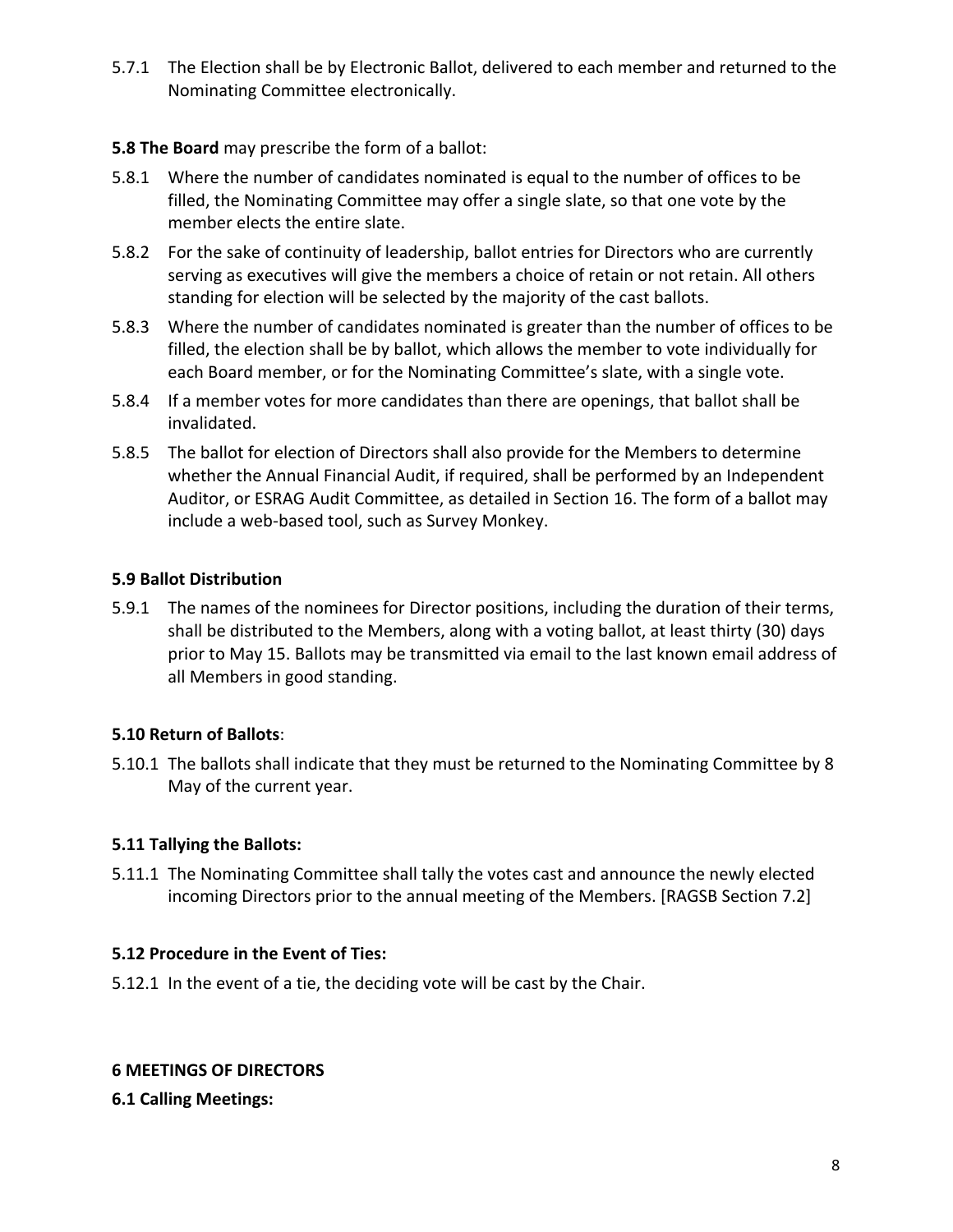5.7.1 The Election shall be by Electronic Ballot, delivered to each member and returned to the Nominating Committee electronically.

**5.8 The Board** may prescribe the form of a ballot:

5.8.1 Where the number of candidates nominated is equal to the number of offices to be filled, the Nominating Committee may offer a single slate, so that one vote by the member elects the entire slate.

5.8.2 For the sake of continuity of leadership, ballot entries for Directors who are currently serving as executives will give the members a choice of retain or not retain. All others standing for election will be selected by the majority of the cast ballots.

5.8.3 Where the number of candidates nominated is greater than the number of offices to be filled, the election shall be by ballot, which allows the member to vote individually for each Board member, or for the Nominating Committee's slate, with a single vote.

5.8.4 If a member votes for more candidates than there are openings, that ballot shall be invalidated.

5.8.5 The ballot for election of Directors shall also provide for the Members to determine whether the Annual Financial Audit, if required, shall be performed by an Independent Auditor, or ESRAG Audit Committee, as detailed in Section 16. The form of a ballot may include a web-based tool, such as Survey Monkey.

**5.9 Ballot Distribution**

5.9.1 The names of the nominees for Director positions, including the duration of their terms, shall be distributed to the Members, along with a voting ballot, at least thirty (30) days prior to May 15. Ballots may be transmitted via email to the last known email address of all Members in good standing.

**5.10 Return of Ballots**:

5.10.1 The ballots shall indicate that they must be returned to the Nominating Committee by 8 May of the current year.

**5.11 Tallying the Ballots:**

5.11.1 The Nominating Committee shall tally the votes cast and announce the newly elected incoming Directors prior to the annual meeting of the Members. [RAGSB Section 7.2]

**5.12 Procedure in the Event of Ties:**

5.12.1 In the event of a tie, the deciding vote will be cast by the Chair.

## 6 MEETINGS OF DIRECTORS

**6.1 Calling Meetings:**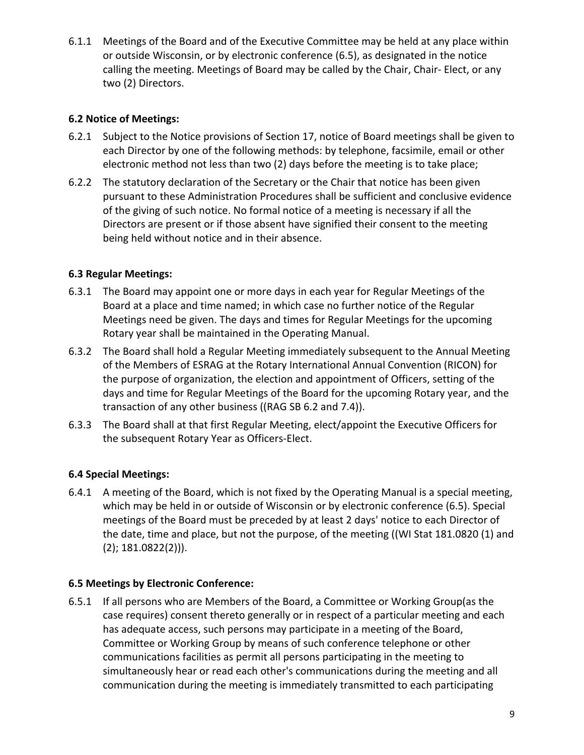6.1.1 Meetings of the Board and of the Executive Committee may be held at any place within or outside Wisconsin, or by electronic conference (6.5), as designated in the notice calling the meeting. Meetings of Board may be called by the Chair, Chair- Elect, or any two (2) Directors.

**6.2 Notice of Meetings:**

6.2.1 Subject to the Notice provisions of Section 17, notice of Board meetings shall be given to each Director by one of the following methods: by telephone, facsimile, email or other electronic method not less than two (2) days before the meeting is to take place;

6.2.2 The statutory declaration of the Secretary or the Chair that notice has been given pursuant to these Administration Procedures shall be sufficient and conclusive evidence of the giving of such notice. No formal notice of a meeting is necessary if all the Directors are present or if those absent have signified their consent to the meeting being held without notice and in their absence.

**6.3 Regular Meetings:**

6.3.1 The Board may appoint one or more days in each year for Regular Meetings of the Board at a place and time named; in which case no further notice of the Regular Meetings need be given. The days and times for Regular Meetings for the upcoming Rotary year shall be maintained in the Operating Manual.

6.3.2 The Board shall hold a Regular Meeting immediately subsequent to the Annual Meeting of the Members of ESRAG at the Rotary International Annual Convention (RICON) for the purpose of organization, the election and appointment of Officers, setting of the days and time for Regular Meetings of the Board for the upcoming Rotary year, and the transaction of any other business ((RAG SB 6.2 and 7.4)).

6.3.3 The Board shall at that first Regular Meeting, elect/appoint the Executive Officers for the subsequent Rotary Year as Officers-Elect.

**6.4 Special Meetings:**

6.4.1 A meeting of the Board, which is not fixed by the Operating Manual is a special meeting, which may be held in or outside of Wisconsin or by electronic conference (6.5). Special meetings of the Board must be preceded by at least 2 days' notice to each Director of the date, time and place, but not the purpose, of the meeting ((WI Stat 181.0820 (1) and (2); 181.0822(2))).

**6.5 Meetings by Electronic Conference:**

6.5.1 If all persons who are Members of the Board, a Committee or Working Group(as the case requires) consent thereto generally or in respect of a particular meeting and each has adequate access, such persons may participate in a meeting of the Board, Committee or Working Group by means of such conference telephone or other communications facilities as permit all persons participating in the meeting to simultaneously hear or read each other's communications during the meeting and all communication during the meeting is immediately transmitted to each participating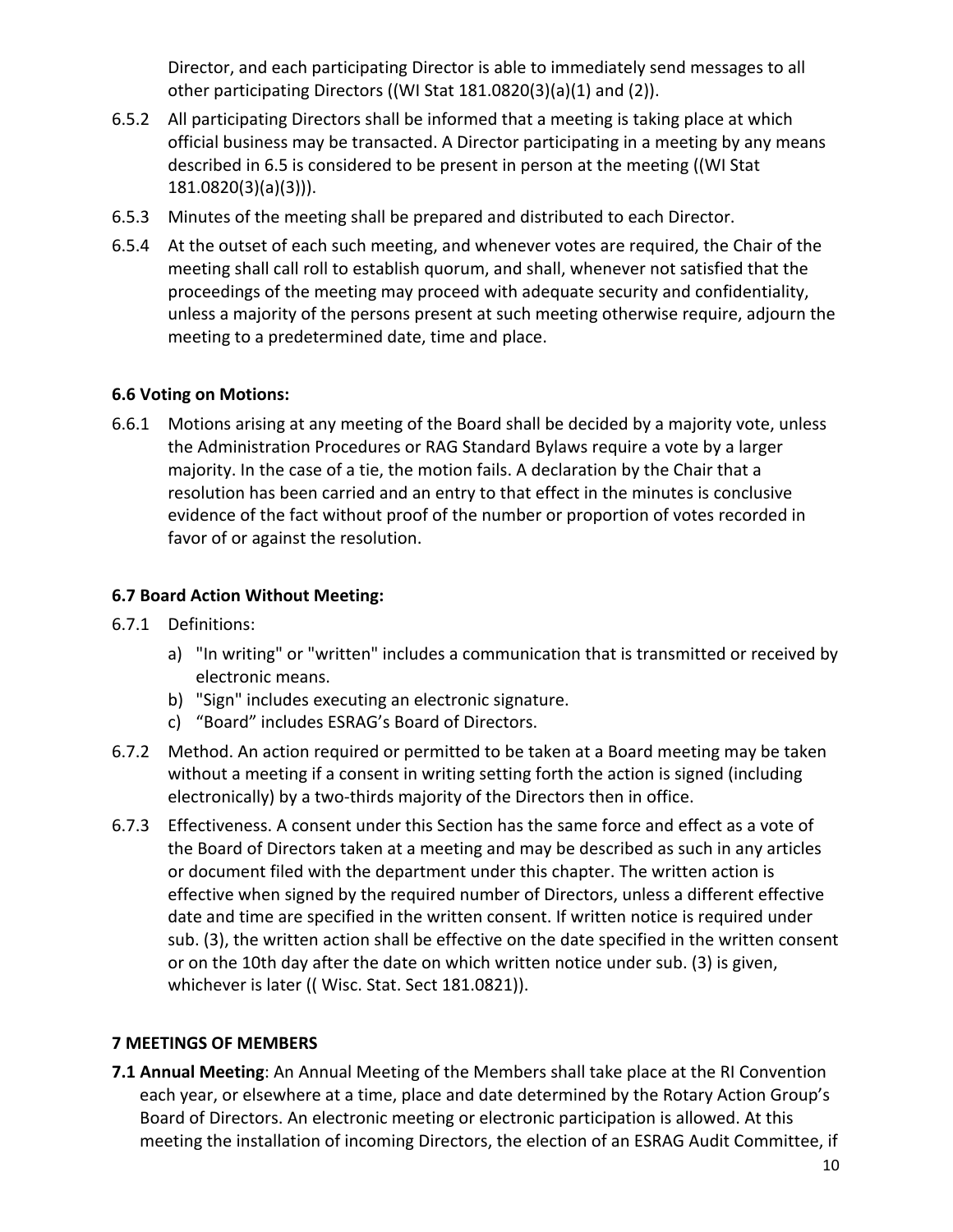Director, and each participating Director is able to immediately send messages to all other participating Directors ((WI Stat 181.0820(3)(a)(1) and (2)).

6.5.2 All participating Directors shall be informed that a meeting is taking place at which official business may be transacted. A Director participating in a meeting by any means described in 6.5 is considered to be present in person at the meeting ((WI Stat 181.0820(3)(a)(3))).

6.5.3 Minutes of the meeting shall be prepared and distributed to each Director.

6.5.4 At the outset of each such meeting, and whenever votes are required, the Chair of the meeting shall call roll to establish quorum, and shall, whenever not satisfied that the proceedings of the meeting may proceed with adequate security and confidentiality, unless a majority of the persons present at such meeting otherwise require, adjourn the meeting to a predetermined date, time and place.

**6.6 Voting on Motions:**

6.6.1 Motions arising at any meeting of the Board shall be decided by a majority vote, unless the Administration Procedures or RAG Standard Bylaws require a vote by a larger majority. In the case of a tie, the motion fails. A declaration by the Chair that a resolution has been carried and an entry to that effect in the minutes is conclusive evidence of the fact without proof of the number or proportion of votes recorded in favor of or against the resolution.

**6.7 Board Action Without Meeting:**

6.7.1 Definitions:

a) "In writing" or "written" includes a communication that is transmitted or received by electronic means.
b) "Sign" includes executing an electronic signature.
c) “Board” includes ESRAG’s Board of Directors.

6.7.2 Method. An action required or permitted to be taken at a Board meeting may be taken without a meeting if a consent in writing setting forth the action is signed (including electronically) by a two-thirds majority of the Directors then in office.

6.7.3 Effectiveness. A consent under this Section has the same force and effect as a vote of the Board of Directors taken at a meeting and may be described as such in any articles or document filed with the department under this chapter. The written action is effective when signed by the required number of Directors, unless a different effective date and time are specified in the written consent. If written notice is required under sub. (3), the written action shall be effective on the date specified in the written consent or on the 10th day after the date on which written notice under sub. (3) is given, whichever is later (( Wisc. Stat. Sect 181.0821)).

## 7 MEETINGS OF MEMBERS

**7.1 Annual Meeting**: An Annual Meeting of the Members shall take place at the RI Convention each year, or elsewhere at a time, place and date determined by the Rotary Action Group’s Board of Directors. An electronic meeting or electronic participation is allowed. At this meeting the installation of incoming Directors, the election of an ESRAG Audit Committee, if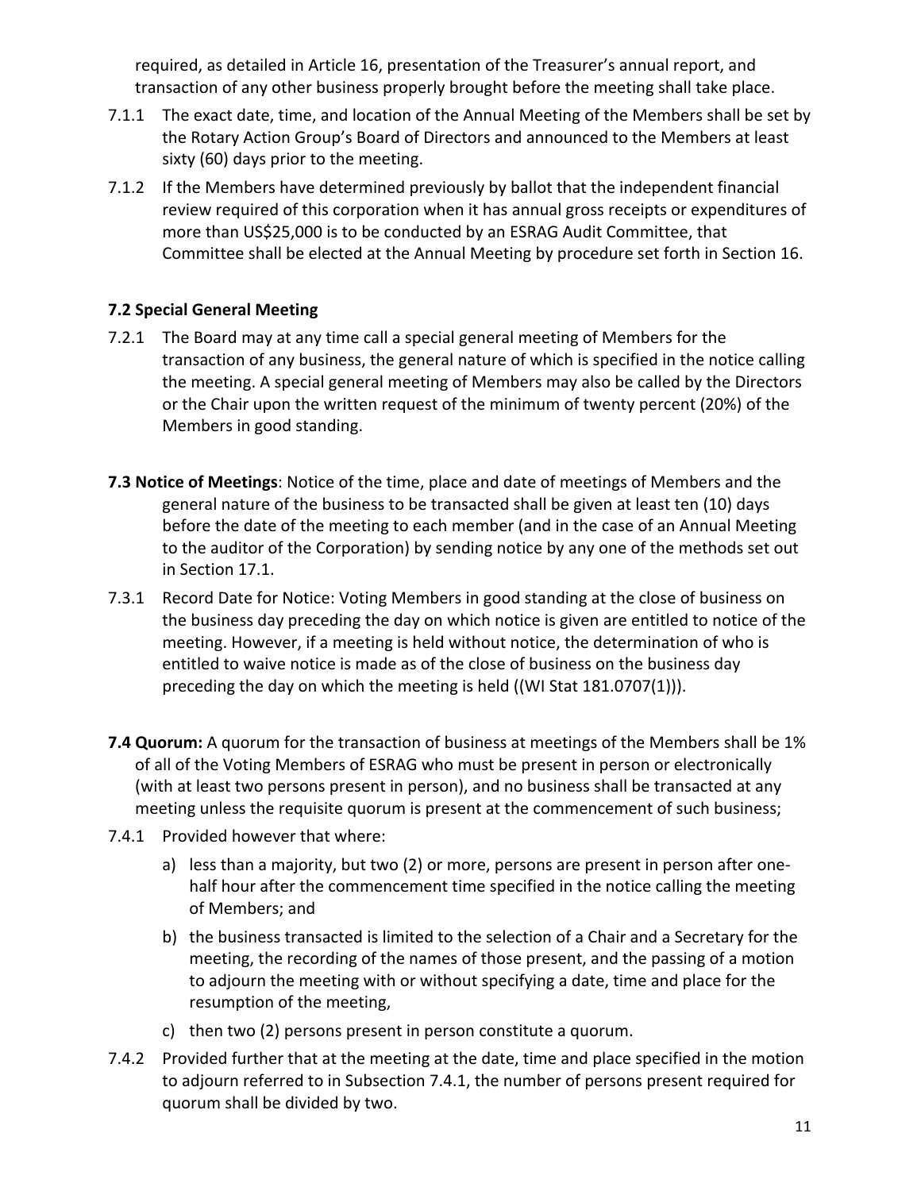required, as detailed in Article 16, presentation of the Treasurer's annual report, and transaction of any other business properly brought before the meeting shall take place.

7.1.1 The exact date, time, and location of the Annual Meeting of the Members shall be set by the Rotary Action Group's Board of Directors and announced to the Members at least sixty (60) days prior to the meeting.

7.1.2 If the Members have determined previously by ballot that the independent financial review required of this corporation when it has annual gross receipts or expenditures of more than US$25,000 is to be conducted by an ESRAG Audit Committee, that Committee shall be elected at the Annual Meeting by procedure set forth in Section 16.

**7.2 Special General Meeting**

7.2.1 The Board may at any time call a special general meeting of Members for the transaction of any business, the general nature of which is specified in the notice calling the meeting. A special general meeting of Members may also be called by the Directors or the Chair upon the written request of the minimum of twenty percent (20%) of the Members in good standing.

**7.3 Notice of Meetings**: Notice of the time, place and date of meetings of Members and the general nature of the business to be transacted shall be given at least ten (10) days before the date of the meeting to each member (and in the case of an Annual Meeting to the auditor of the Corporation) by sending notice by any one of the methods set out in Section 17.1.

7.3.1 Record Date for Notice: Voting Members in good standing at the close of business on the business day preceding the day on which notice is given are entitled to notice of the meeting. However, if a meeting is held without notice, the determination of who is entitled to waive notice is made as of the close of business on the business day preceding the day on which the meeting is held ((WI Stat 181.0707(1))).

**7.4 Quorum:** A quorum for the transaction of business at meetings of the Members shall be 1% of all of the Voting Members of ESRAG who must be present in person or electronically (with at least two persons present in person), and no business shall be transacted at any meeting unless the requisite quorum is present at the commencement of such business;

7.4.1 Provided however that where:

a) less than a majority, but two (2) or more, persons are present in person after one-half hour after the commencement time specified in the notice calling the meeting of Members; and

b) the business transacted is limited to the selection of a Chair and a Secretary for the meeting, the recording of the names of those present, and the passing of a motion to adjourn the meeting with or without specifying a date, time and place for the resumption of the meeting,

c) then two (2) persons present in person constitute a quorum.

7.4.2 Provided further that at the meeting at the date, time and place specified in the motion to adjourn referred to in Subsection 7.4.1, the number of persons present required for quorum shall be divided by two.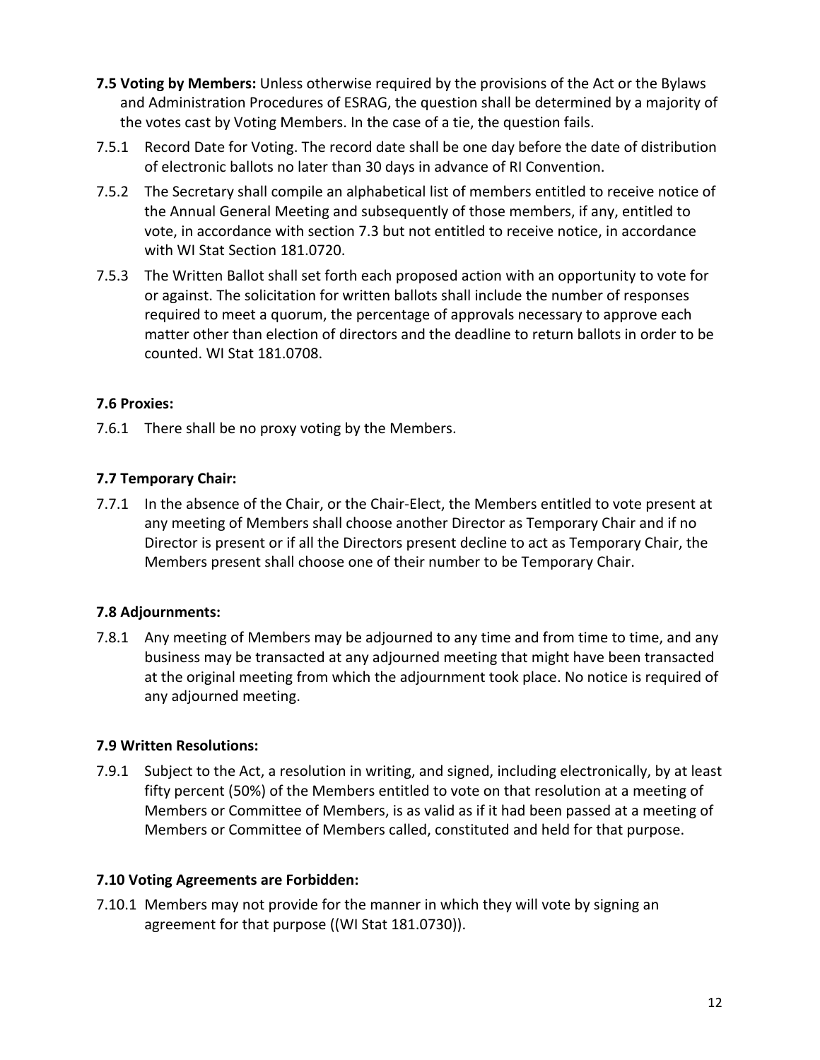**7.5 Voting by Members:** Unless otherwise required by the provisions of the Act or the Bylaws and Administration Procedures of ESRAG, the question shall be determined by a majority of the votes cast by Voting Members. In the case of a tie, the question fails.

7.5.1 Record Date for Voting. The record date shall be one day before the date of distribution of electronic ballots no later than 30 days in advance of RI Convention.

7.5.2 The Secretary shall compile an alphabetical list of members entitled to receive notice of the Annual General Meeting and subsequently of those members, if any, entitled to vote, in accordance with section 7.3 but not entitled to receive notice, in accordance with WI Stat Section 181.0720.

7.5.3 The Written Ballot shall set forth each proposed action with an opportunity to vote for or against. The solicitation for written ballots shall include the number of responses required to meet a quorum, the percentage of approvals necessary to approve each matter other than election of directors and the deadline to return ballots in order to be counted. WI Stat 181.0708.

**7.6 Proxies:**

7.6.1 There shall be no proxy voting by the Members.

**7.7 Temporary Chair:**

7.7.1 In the absence of the Chair, or the Chair-Elect, the Members entitled to vote present at any meeting of Members shall choose another Director as Temporary Chair and if no Director is present or if all the Directors present decline to act as Temporary Chair, the Members present shall choose one of their number to be Temporary Chair.

**7.8 Adjournments:**

7.8.1 Any meeting of Members may be adjourned to any time and from time to time, and any business may be transacted at any adjourned meeting that might have been transacted at the original meeting from which the adjournment took place. No notice is required of any adjourned meeting.

**7.9 Written Resolutions:**

7.9.1 Subject to the Act, a resolution in writing, and signed, including electronically, by at least fifty percent (50%) of the Members entitled to vote on that resolution at a meeting of Members or Committee of Members, is as valid as if it had been passed at a meeting of Members or Committee of Members called, constituted and held for that purpose.

**7.10 Voting Agreements are Forbidden:**

7.10.1 Members may not provide for the manner in which they will vote by signing an agreement for that purpose ((WI Stat 181.0730)).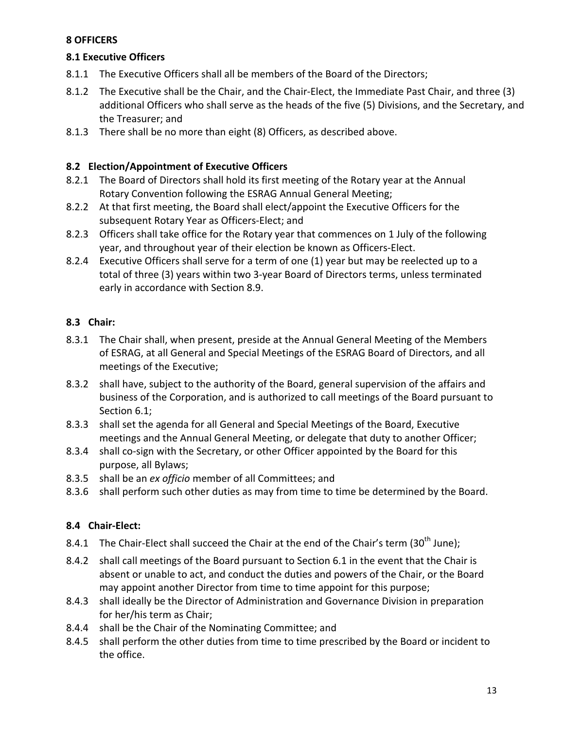## 8 OFFICERS

### 8.1 Executive Officers

8.1.1 The Executive Officers shall all be members of the Board of the Directors;

8.1.2 The Executive shall be the Chair, and the Chair-Elect, the Immediate Past Chair, and three (3) additional Officers who shall serve as the heads of the five (5) Divisions, and the Secretary, and the Treasurer; and

8.1.3 There shall be no more than eight (8) Officers, as described above.

### 8.2 Election/Appointment of Executive Officers

8.2.1 The Board of Directors shall hold its first meeting of the Rotary year at the Annual Rotary Convention following the ESRAG Annual General Meeting;

8.2.2 At that first meeting, the Board shall elect/appoint the Executive Officers for the subsequent Rotary Year as Officers-Elect; and

8.2.3 Officers shall take office for the Rotary year that commences on 1 July of the following year, and throughout year of their election be known as Officers-Elect.

8.2.4 Executive Officers shall serve for a term of one (1) year but may be reelected up to a total of three (3) years within two 3-year Board of Directors terms, unless terminated early in accordance with Section 8.9.

### 8.3 Chair:

8.3.1 The Chair shall, when present, preside at the Annual General Meeting of the Members of ESRAG, at all General and Special Meetings of the ESRAG Board of Directors, and all meetings of the Executive;

8.3.2 shall have, subject to the authority of the Board, general supervision of the affairs and business of the Corporation, and is authorized to call meetings of the Board pursuant to Section 6.1;

8.3.3 shall set the agenda for all General and Special Meetings of the Board, Executive meetings and the Annual General Meeting, or delegate that duty to another Officer;

8.3.4 shall co-sign with the Secretary, or other Officer appointed by the Board for this purpose, all Bylaws;

8.3.5 shall be an *ex officio* member of all Committees; and

8.3.6 shall perform such other duties as may from time to time be determined by the Board.

### 8.4 Chair-Elect:

8.4.1 The Chair-Elect shall succeed the Chair at the end of the Chair's term (30th June);

8.4.2 shall call meetings of the Board pursuant to Section 6.1 in the event that the Chair is absent or unable to act, and conduct the duties and powers of the Chair, or the Board may appoint another Director from time to time appoint for this purpose;

8.4.3 shall ideally be the Director of Administration and Governance Division in preparation for her/his term as Chair;

8.4.4 shall be the Chair of the Nominating Committee; and

8.4.5 shall perform the other duties from time to time prescribed by the Board or incident to the office.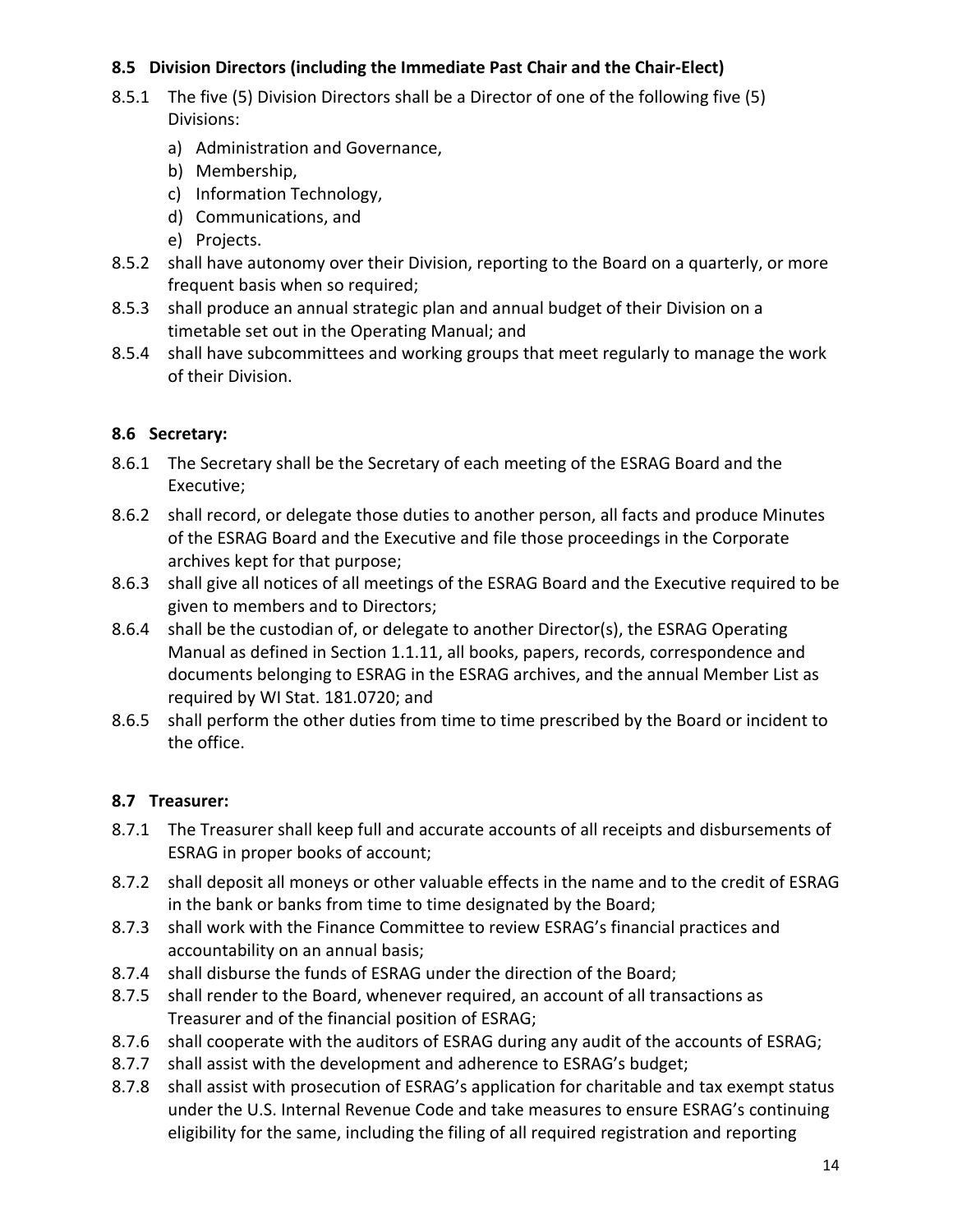### 8.5 Division Directors (including the Immediate Past Chair and the Chair-Elect)

8.5.1 The five (5) Division Directors shall be a Director of one of the following five (5) Divisions:

a) Administration and Governance,
b) Membership,
c) Information Technology,
d) Communications, and
e) Projects.

8.5.2 shall have autonomy over their Division, reporting to the Board on a quarterly, or more frequent basis when so required;

8.5.3 shall produce an annual strategic plan and annual budget of their Division on a timetable set out in the Operating Manual; and

8.5.4 shall have subcommittees and working groups that meet regularly to manage the work of their Division.

### 8.6 Secretary:

8.6.1 The Secretary shall be the Secretary of each meeting of the ESRAG Board and the Executive;

8.6.2 shall record, or delegate those duties to another person, all facts and produce Minutes of the ESRAG Board and the Executive and file those proceedings in the Corporate archives kept for that purpose;

8.6.3 shall give all notices of all meetings of the ESRAG Board and the Executive required to be given to members and to Directors;

8.6.4 shall be the custodian of, or delegate to another Director(s), the ESRAG Operating Manual as defined in Section 1.1.11, all books, papers, records, correspondence and documents belonging to ESRAG in the ESRAG archives, and the annual Member List as required by WI Stat. 181.0720; and

8.6.5 shall perform the other duties from time to time prescribed by the Board or incident to the office.

### 8.7 Treasurer:

8.7.1 The Treasurer shall keep full and accurate accounts of all receipts and disbursements of ESRAG in proper books of account;

8.7.2 shall deposit all moneys or other valuable effects in the name and to the credit of ESRAG in the bank or banks from time to time designated by the Board;

8.7.3 shall work with the Finance Committee to review ESRAG's financial practices and accountability on an annual basis;

8.7.4 shall disburse the funds of ESRAG under the direction of the Board;

8.7.5 shall render to the Board, whenever required, an account of all transactions as Treasurer and of the financial position of ESRAG;

8.7.6 shall cooperate with the auditors of ESRAG during any audit of the accounts of ESRAG;

8.7.7 shall assist with the development and adherence to ESRAG's budget;

8.7.8 shall assist with prosecution of ESRAG's application for charitable and tax exempt status under the U.S. Internal Revenue Code and take measures to ensure ESRAG's continuing eligibility for the same, including the filing of all required registration and reporting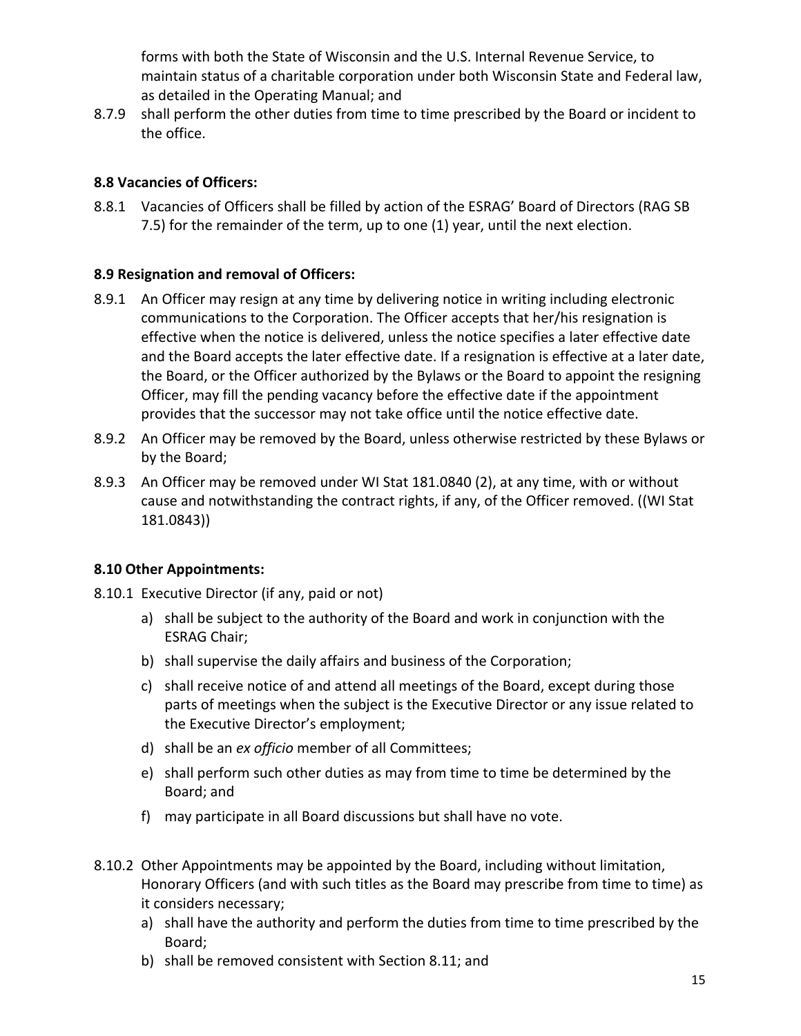forms with both the State of Wisconsin and the U.S. Internal Revenue Service, to maintain status of a charitable corporation under both Wisconsin State and Federal law, as detailed in the Operating Manual; and

8.7.9 shall perform the other duties from time to time prescribed by the Board or incident to the office.

**8.8 Vacancies of Officers:**

8.8.1 Vacancies of Officers shall be filled by action of the ESRAG' Board of Directors (RAG SB 7.5) for the remainder of the term, up to one (1) year, until the next election.

**8.9 Resignation and removal of Officers:**

8.9.1 An Officer may resign at any time by delivering notice in writing including electronic communications to the Corporation. The Officer accepts that her/his resignation is effective when the notice is delivered, unless the notice specifies a later effective date and the Board accepts the later effective date. If a resignation is effective at a later date, the Board, or the Officer authorized by the Bylaws or the Board to appoint the resigning Officer, may fill the pending vacancy before the effective date if the appointment provides that the successor may not take office until the notice effective date.

8.9.2 An Officer may be removed by the Board, unless otherwise restricted by these Bylaws or by the Board;

8.9.3 An Officer may be removed under WI Stat 181.0840 (2), at any time, with or without cause and notwithstanding the contract rights, if any, of the Officer removed. ((WI Stat 181.0843))

**8.10 Other Appointments:**

8.10.1 Executive Director (if any, paid or not)

a) shall be subject to the authority of the Board and work in conjunction with the ESRAG Chair;
b) shall supervise the daily affairs and business of the Corporation;
c) shall receive notice of and attend all meetings of the Board, except during those parts of meetings when the subject is the Executive Director or any issue related to the Executive Director's employment;
d) shall be an *ex officio* member of all Committees;
e) shall perform such other duties as may from time to time be determined by the Board; and
f) may participate in all Board discussions but shall have no vote.

8.10.2 Other Appointments may be appointed by the Board, including without limitation, Honorary Officers (and with such titles as the Board may prescribe from time to time) as it considers necessary;

a) shall have the authority and perform the duties from time to time prescribed by the Board;
b) shall be removed consistent with Section 8.11; and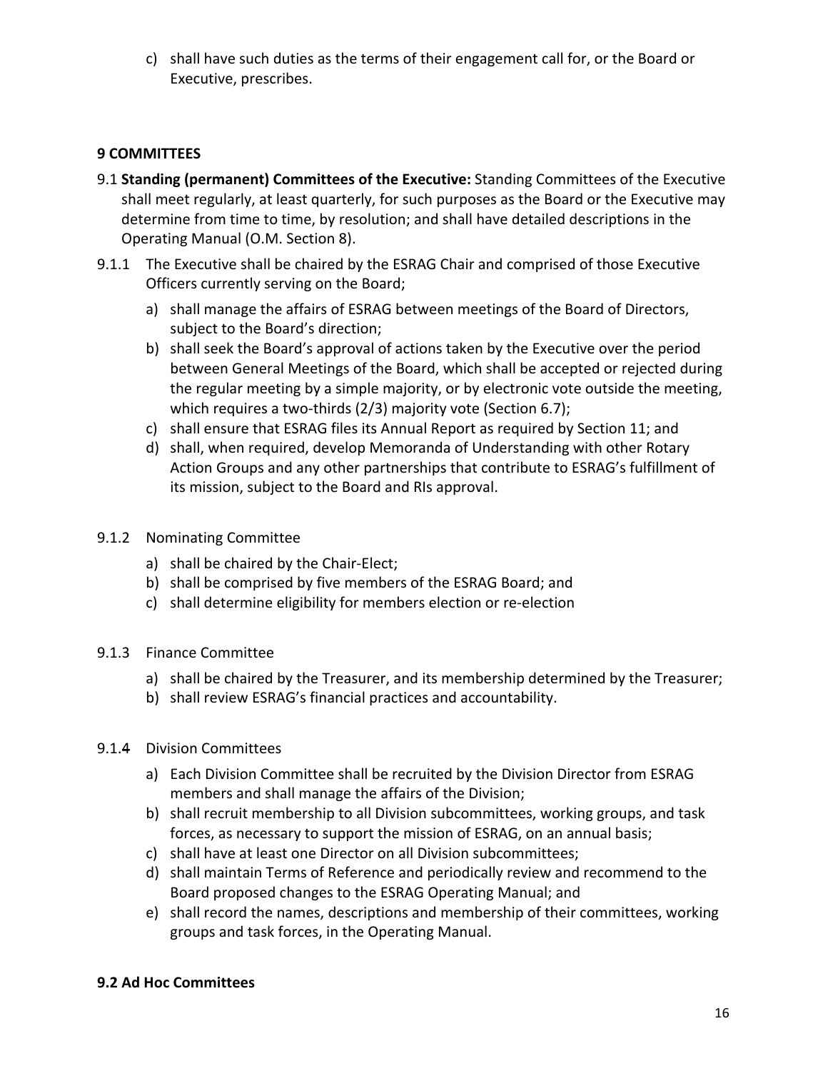c) shall have such duties as the terms of their engagement call for, or the Board or Executive, prescribes.

## 9 COMMITTEES

9.1 **Standing (permanent) Committees of the Executive:** Standing Committees of the Executive shall meet regularly, at least quarterly, for such purposes as the Board or the Executive may determine from time to time, by resolution; and shall have detailed descriptions in the Operating Manual (O.M. Section 8).

9.1.1 The Executive shall be chaired by the ESRAG Chair and comprised of those Executive Officers currently serving on the Board;

a) shall manage the affairs of ESRAG between meetings of the Board of Directors, subject to the Board's direction;
b) shall seek the Board's approval of actions taken by the Executive over the period between General Meetings of the Board, which shall be accepted or rejected during the regular meeting by a simple majority, or by electronic vote outside the meeting, which requires a two-thirds (2/3) majority vote (Section 6.7);
c) shall ensure that ESRAG files its Annual Report as required by Section 11; and
d) shall, when required, develop Memoranda of Understanding with other Rotary Action Groups and any other partnerships that contribute to ESRAG's fulfillment of its mission, subject to the Board and RIs approval.

9.1.2 Nominating Committee

a) shall be chaired by the Chair-Elect;
b) shall be comprised by five members of the ESRAG Board; and
c) shall determine eligibility for members election or re-election

9.1.3 Finance Committee

a) shall be chaired by the Treasurer, and its membership determined by the Treasurer;
b) shall review ESRAG's financial practices and accountability.

9.1.4 Division Committees

a) Each Division Committee shall be recruited by the Division Director from ESRAG members and shall manage the affairs of the Division;
b) shall recruit membership to all Division subcommittees, working groups, and task forces, as necessary to support the mission of ESRAG, on an annual basis;
c) shall have at least one Director on all Division subcommittees;
d) shall maintain Terms of Reference and periodically review and recommend to the Board proposed changes to the ESRAG Operating Manual; and
e) shall record the names, descriptions and membership of their committees, working groups and task forces, in the Operating Manual.

**9.2 Ad Hoc Committees**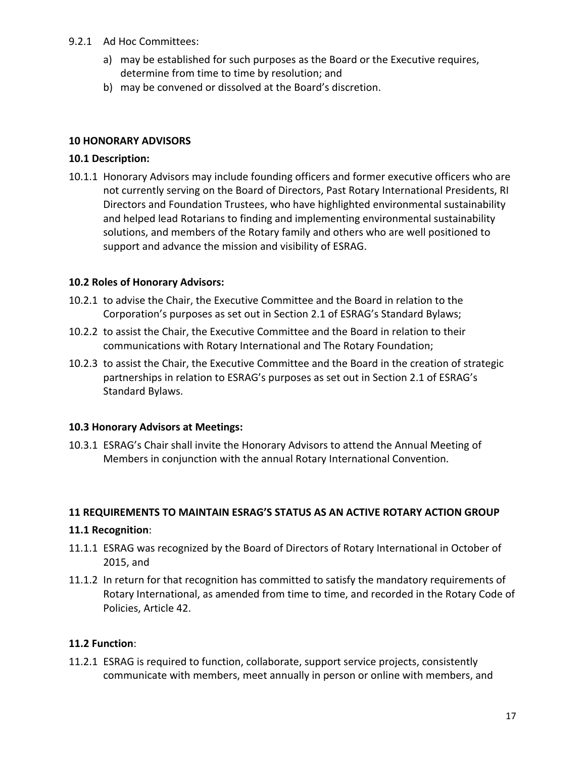9.2.1 Ad Hoc Committees:

a) may be established for such purposes as the Board or the Executive requires, determine from time to time by resolution; and
b) may be convened or dissolved at the Board's discretion.

## 10 HONORARY ADVISORS

### 10.1 Description:

10.1.1 Honorary Advisors may include founding officers and former executive officers who are not currently serving on the Board of Directors, Past Rotary International Presidents, RI Directors and Foundation Trustees, who have highlighted environmental sustainability and helped lead Rotarians to finding and implementing environmental sustainability solutions, and members of the Rotary family and others who are well positioned to support and advance the mission and visibility of ESRAG.

### 10.2 Roles of Honorary Advisors:

10.2.1 to advise the Chair, the Executive Committee and the Board in relation to the Corporation's purposes as set out in Section 2.1 of ESRAG's Standard Bylaws;

10.2.2 to assist the Chair, the Executive Committee and the Board in relation to their communications with Rotary International and The Rotary Foundation;

10.2.3 to assist the Chair, the Executive Committee and the Board in the creation of strategic partnerships in relation to ESRAG's purposes as set out in Section 2.1 of ESRAG's Standard Bylaws.

### 10.3 Honorary Advisors at Meetings:

10.3.1 ESRAG's Chair shall invite the Honorary Advisors to attend the Annual Meeting of Members in conjunction with the annual Rotary International Convention.

## 11 REQUIREMENTS TO MAINTAIN ESRAG'S STATUS AS AN ACTIVE ROTARY ACTION GROUP

### 11.1 Recognition:

11.1.1 ESRAG was recognized by the Board of Directors of Rotary International in October of 2015, and

11.1.2 In return for that recognition has committed to satisfy the mandatory requirements of Rotary International, as amended from time to time, and recorded in the Rotary Code of Policies, Article 42.

### 11.2 Function:

11.2.1 ESRAG is required to function, collaborate, support service projects, consistently communicate with members, meet annually in person or online with members, and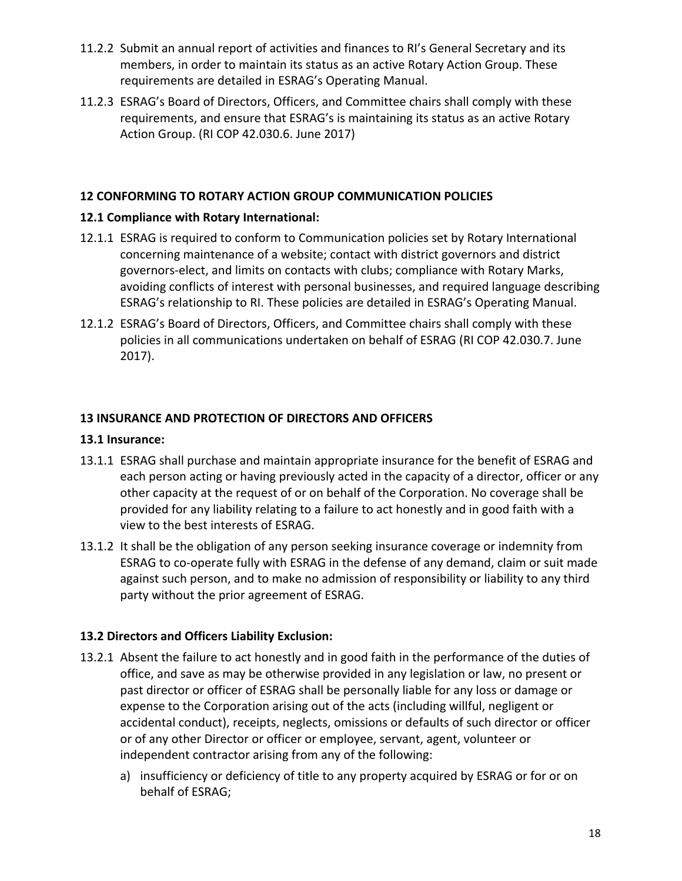11.2.2 Submit an annual report of activities and finances to RI's General Secretary and its members, in order to maintain its status as an active Rotary Action Group. These requirements are detailed in ESRAG's Operating Manual.

11.2.3 ESRAG's Board of Directors, Officers, and Committee chairs shall comply with these requirements, and ensure that ESRAG's is maintaining its status as an active Rotary Action Group. (RI COP 42.030.6. June 2017)

## 12 CONFORMING TO ROTARY ACTION GROUP COMMUNICATION POLICIES

### 12.1 Compliance with Rotary International:

12.1.1 ESRAG is required to conform to Communication policies set by Rotary International concerning maintenance of a website; contact with district governors and district governors-elect, and limits on contacts with clubs; compliance with Rotary Marks, avoiding conflicts of interest with personal businesses, and required language describing ESRAG's relationship to RI. These policies are detailed in ESRAG's Operating Manual.

12.1.2 ESRAG's Board of Directors, Officers, and Committee chairs shall comply with these policies in all communications undertaken on behalf of ESRAG (RI COP 42.030.7. June 2017).

## 13 INSURANCE AND PROTECTION OF DIRECTORS AND OFFICERS

### 13.1 Insurance:

13.1.1 ESRAG shall purchase and maintain appropriate insurance for the benefit of ESRAG and each person acting or having previously acted in the capacity of a director, officer or any other capacity at the request of or on behalf of the Corporation. No coverage shall be provided for any liability relating to a failure to act honestly and in good faith with a view to the best interests of ESRAG.

13.1.2 It shall be the obligation of any person seeking insurance coverage or indemnity from ESRAG to co-operate fully with ESRAG in the defense of any demand, claim or suit made against such person, and to make no admission of responsibility or liability to any third party without the prior agreement of ESRAG.

### 13.2 Directors and Officers Liability Exclusion:

13.2.1 Absent the failure to act honestly and in good faith in the performance of the duties of office, and save as may be otherwise provided in any legislation or law, no present or past director or officer of ESRAG shall be personally liable for any loss or damage or expense to the Corporation arising out of the acts (including willful, negligent or accidental conduct), receipts, neglects, omissions or defaults of such director or officer or of any other Director or officer or employee, servant, agent, volunteer or independent contractor arising from any of the following:

a) insufficiency or deficiency of title to any property acquired by ESRAG or for or on behalf of ESRAG;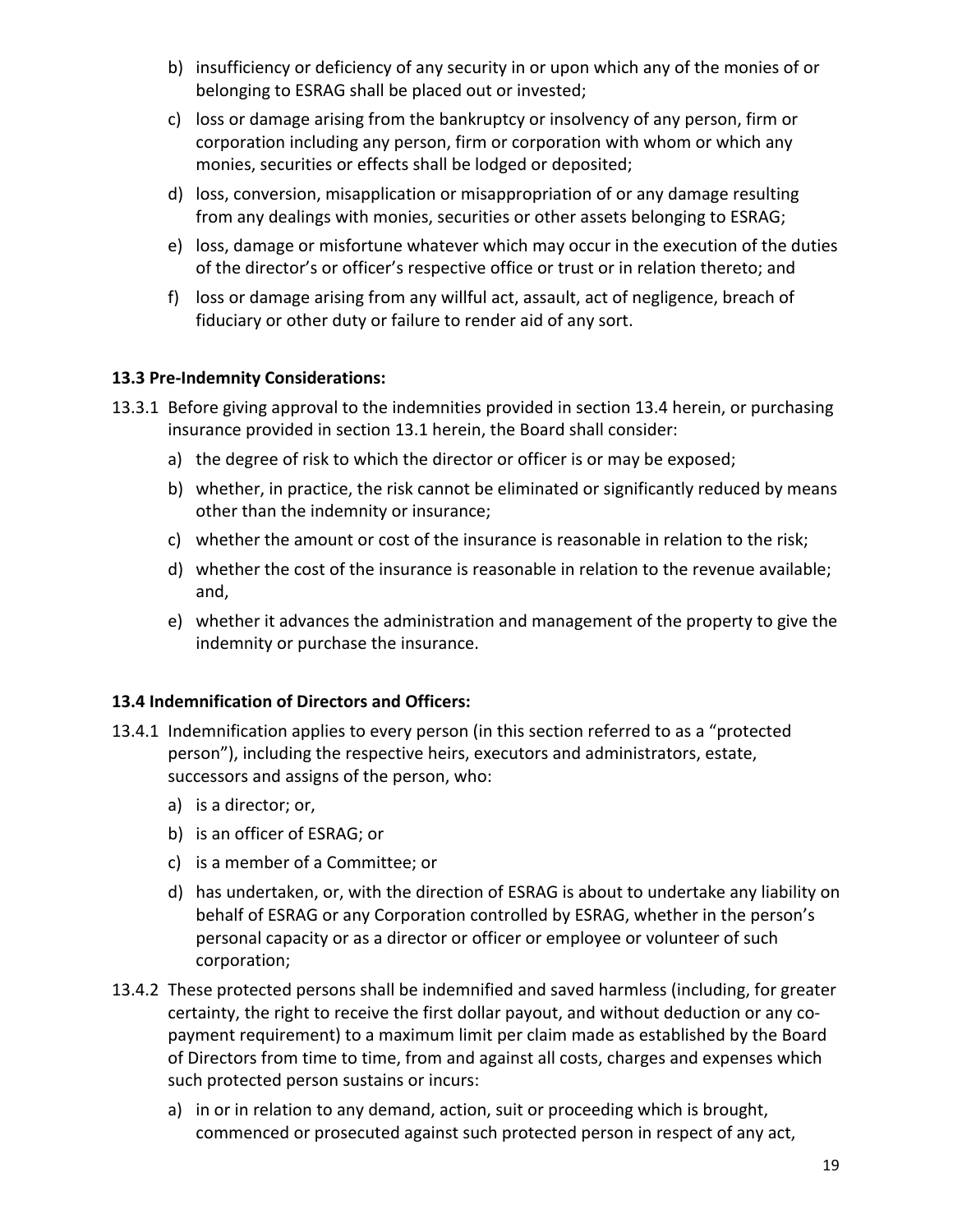b) insufficiency or deficiency of any security in or upon which any of the monies of or belonging to ESRAG shall be placed out or invested;

c) loss or damage arising from the bankruptcy or insolvency of any person, firm or corporation including any person, firm or corporation with whom or which any monies, securities or effects shall be lodged or deposited;

d) loss, conversion, misapplication or misappropriation of or any damage resulting from any dealings with monies, securities or other assets belonging to ESRAG;

e) loss, damage or misfortune whatever which may occur in the execution of the duties of the director's or officer's respective office or trust or in relation thereto; and

f) loss or damage arising from any willful act, assault, act of negligence, breach of fiduciary or other duty or failure to render aid of any sort.

**13.3 Pre-Indemnity Considerations:**

13.3.1 Before giving approval to the indemnities provided in section 13.4 herein, or purchasing insurance provided in section 13.1 herein, the Board shall consider:

a) the degree of risk to which the director or officer is or may be exposed;

b) whether, in practice, the risk cannot be eliminated or significantly reduced by means other than the indemnity or insurance;

c) whether the amount or cost of the insurance is reasonable in relation to the risk;

d) whether the cost of the insurance is reasonable in relation to the revenue available; and,

e) whether it advances the administration and management of the property to give the indemnity or purchase the insurance.

**13.4 Indemnification of Directors and Officers:**

13.4.1 Indemnification applies to every person (in this section referred to as a "protected person"), including the respective heirs, executors and administrators, estate, successors and assigns of the person, who:

a) is a director; or,

b) is an officer of ESRAG; or

c) is a member of a Committee; or

d) has undertaken, or, with the direction of ESRAG is about to undertake any liability on behalf of ESRAG or any Corporation controlled by ESRAG, whether in the person's personal capacity or as a director or officer or employee or volunteer of such corporation;

13.4.2 These protected persons shall be indemnified and saved harmless (including, for greater certainty, the right to receive the first dollar payout, and without deduction or any co-payment requirement) to a maximum limit per claim made as established by the Board of Directors from time to time, from and against all costs, charges and expenses which such protected person sustains or incurs:

a) in or in relation to any demand, action, suit or proceeding which is brought, commenced or prosecuted against such protected person in respect of any act,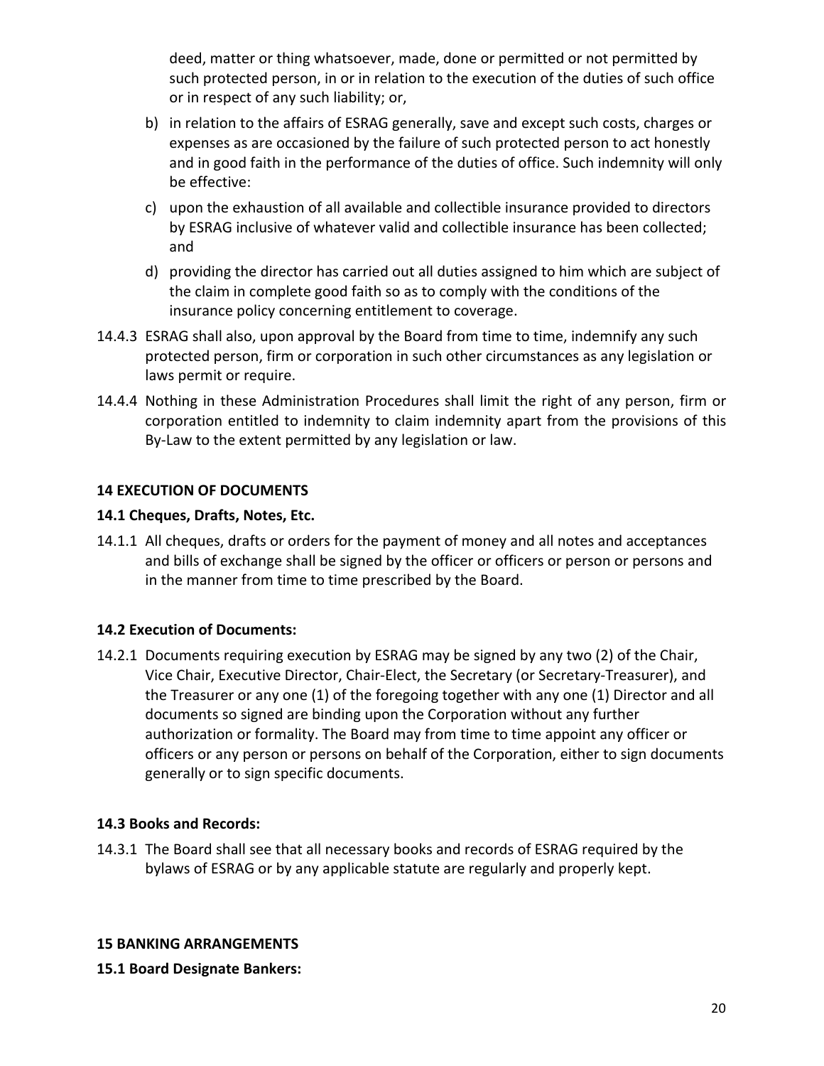deed, matter or thing whatsoever, made, done or permitted or not permitted by such protected person, in or in relation to the execution of the duties of such office or in respect of any such liability; or,

b) in relation to the affairs of ESRAG generally, save and except such costs, charges or expenses as are occasioned by the failure of such protected person to act honestly and in good faith in the performance of the duties of office. Such indemnity will only be effective:

c) upon the exhaustion of all available and collectible insurance provided to directors by ESRAG inclusive of whatever valid and collectible insurance has been collected; and

d) providing the director has carried out all duties assigned to him which are subject of the claim in complete good faith so as to comply with the conditions of the insurance policy concerning entitlement to coverage.

14.4.3 ESRAG shall also, upon approval by the Board from time to time, indemnify any such protected person, firm or corporation in such other circumstances as any legislation or laws permit or require.

14.4.4 Nothing in these Administration Procedures shall limit the right of any person, firm or corporation entitled to indemnity to claim indemnity apart from the provisions of this By-Law to the extent permitted by any legislation or law.

**14 EXECUTION OF DOCUMENTS**

**14.1 Cheques, Drafts, Notes, Etc.**

14.1.1 All cheques, drafts or orders for the payment of money and all notes and acceptances and bills of exchange shall be signed by the officer or officers or person or persons and in the manner from time to time prescribed by the Board.

**14.2 Execution of Documents:**

14.2.1 Documents requiring execution by ESRAG may be signed by any two (2) of the Chair, Vice Chair, Executive Director, Chair-Elect, the Secretary (or Secretary-Treasurer), and the Treasurer or any one (1) of the foregoing together with any one (1) Director and all documents so signed are binding upon the Corporation without any further authorization or formality. The Board may from time to time appoint any officer or officers or any person or persons on behalf of the Corporation, either to sign documents generally or to sign specific documents.

**14.3 Books and Records:**

14.3.1 The Board shall see that all necessary books and records of ESRAG required by the bylaws of ESRAG or by any applicable statute are regularly and properly kept.

**15 BANKING ARRANGEMENTS**

**15.1 Board Designate Bankers:**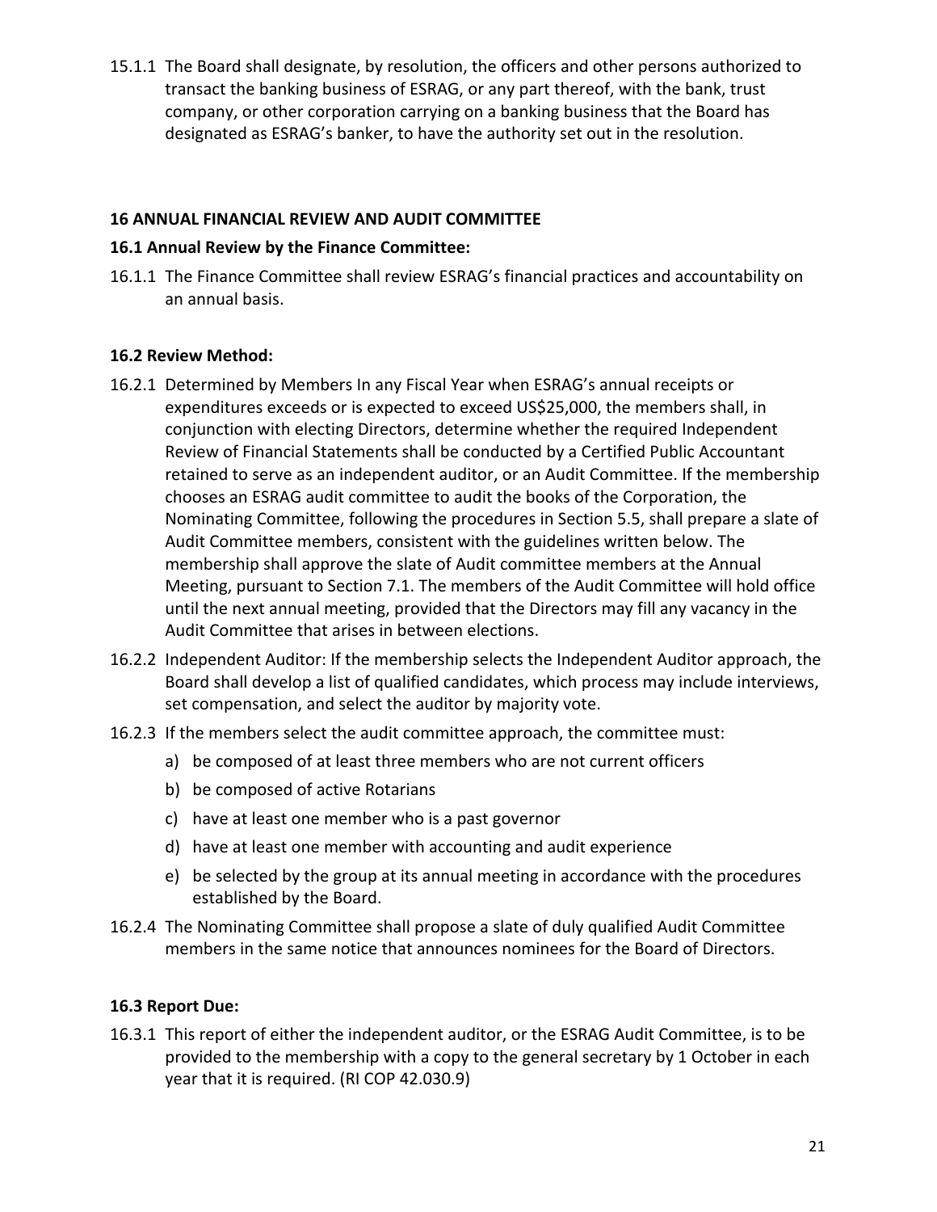15.1.1 The Board shall designate, by resolution, the officers and other persons authorized to transact the banking business of ESRAG, or any part thereof, with the bank, trust company, or other corporation carrying on a banking business that the Board has designated as ESRAG's banker, to have the authority set out in the resolution.

## 16 ANNUAL FINANCIAL REVIEW AND AUDIT COMMITTEE

### 16.1 Annual Review by the Finance Committee:

16.1.1 The Finance Committee shall review ESRAG's financial practices and accountability on an annual basis.

### 16.2 Review Method:

16.2.1 Determined by Members In any Fiscal Year when ESRAG's annual receipts or expenditures exceeds or is expected to exceed US$25,000, the members shall, in conjunction with electing Directors, determine whether the required Independent Review of Financial Statements shall be conducted by a Certified Public Accountant retained to serve as an independent auditor, or an Audit Committee. If the membership chooses an ESRAG audit committee to audit the books of the Corporation, the Nominating Committee, following the procedures in Section 5.5, shall prepare a slate of Audit Committee members, consistent with the guidelines written below. The membership shall approve the slate of Audit committee members at the Annual Meeting, pursuant to Section 7.1. The members of the Audit Committee will hold office until the next annual meeting, provided that the Directors may fill any vacancy in the Audit Committee that arises in between elections.

16.2.2 Independent Auditor: If the membership selects the Independent Auditor approach, the Board shall develop a list of qualified candidates, which process may include interviews, set compensation, and select the auditor by majority vote.

16.2.3 If the members select the audit committee approach, the committee must:

a) be composed of at least three members who are not current officers
b) be composed of active Rotarians
c) have at least one member who is a past governor
d) have at least one member with accounting and audit experience
e) be selected by the group at its annual meeting in accordance with the procedures established by the Board.

16.2.4 The Nominating Committee shall propose a slate of duly qualified Audit Committee members in the same notice that announces nominees for the Board of Directors.

### 16.3 Report Due:

16.3.1 This report of either the independent auditor, or the ESRAG Audit Committee, is to be provided to the membership with a copy to the general secretary by 1 October in each year that it is required. (RI COP 42.030.9)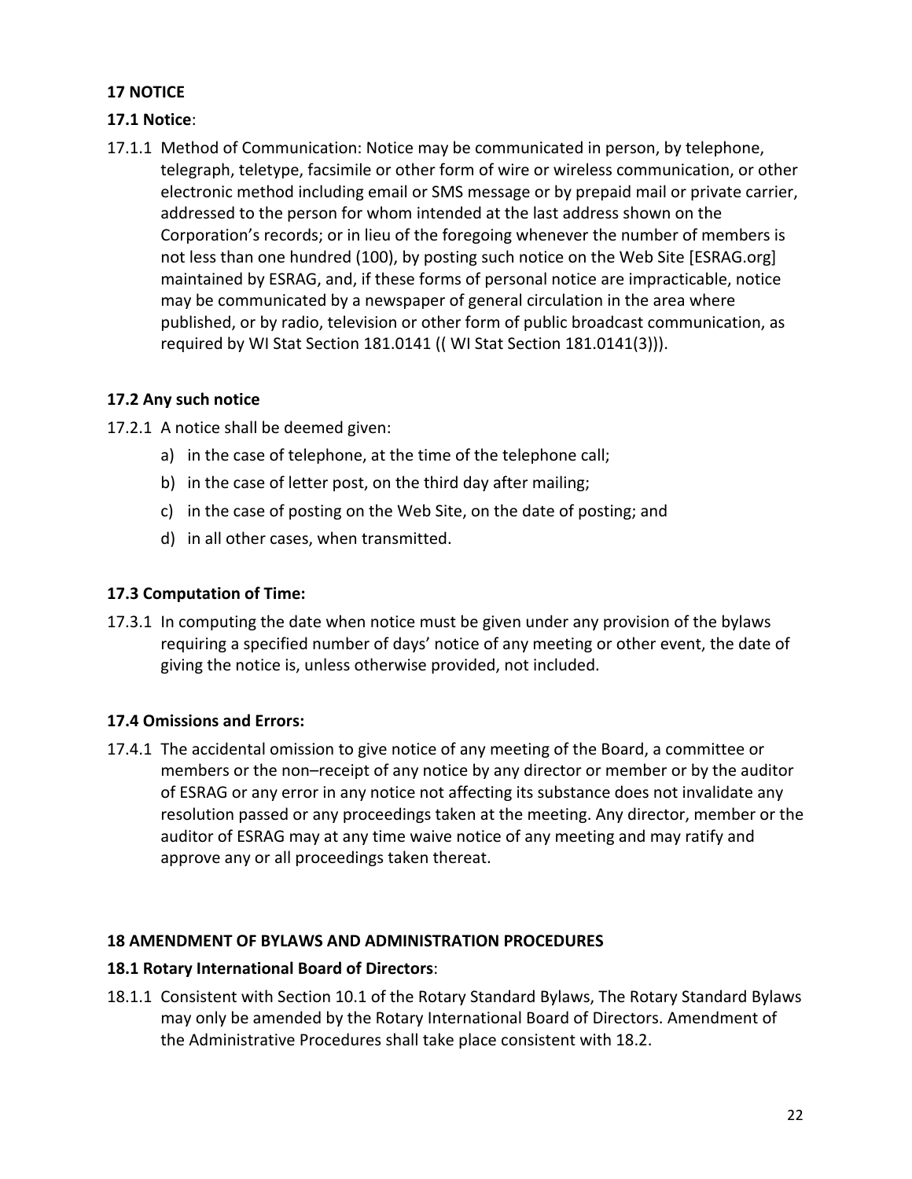## 17 NOTICE

### 17.1 Notice:

17.1.1 Method of Communication: Notice may be communicated in person, by telephone, telegraph, teletype, facsimile or other form of wire or wireless communication, or other electronic method including email or SMS message or by prepaid mail or private carrier, addressed to the person for whom intended at the last address shown on the Corporation's records; or in lieu of the foregoing whenever the number of members is not less than one hundred (100), by posting such notice on the Web Site [ESRAG.org] maintained by ESRAG, and, if these forms of personal notice are impracticable, notice may be communicated by a newspaper of general circulation in the area where published, or by radio, television or other form of public broadcast communication, as required by WI Stat Section 181.0141 (( WI Stat Section 181.0141(3))).

### 17.2 Any such notice

17.2.1 A notice shall be deemed given:

a) in the case of telephone, at the time of the telephone call;
b) in the case of letter post, on the third day after mailing;
c) in the case of posting on the Web Site, on the date of posting; and
d) in all other cases, when transmitted.

### 17.3 Computation of Time:

17.3.1 In computing the date when notice must be given under any provision of the bylaws requiring a specified number of days' notice of any meeting or other event, the date of giving the notice is, unless otherwise provided, not included.

### 17.4 Omissions and Errors:

17.4.1 The accidental omission to give notice of any meeting of the Board, a committee or members or the non–receipt of any notice by any director or member or by the auditor of ESRAG or any error in any notice not affecting its substance does not invalidate any resolution passed or any proceedings taken at the meeting. Any director, member or the auditor of ESRAG may at any time waive notice of any meeting and may ratify and approve any or all proceedings taken thereat.

## 18 AMENDMENT OF BYLAWS AND ADMINISTRATION PROCEDURES

### 18.1 Rotary International Board of Directors:

18.1.1 Consistent with Section 10.1 of the Rotary Standard Bylaws, The Rotary Standard Bylaws may only be amended by the Rotary International Board of Directors. Amendment of the Administrative Procedures shall take place consistent with 18.2.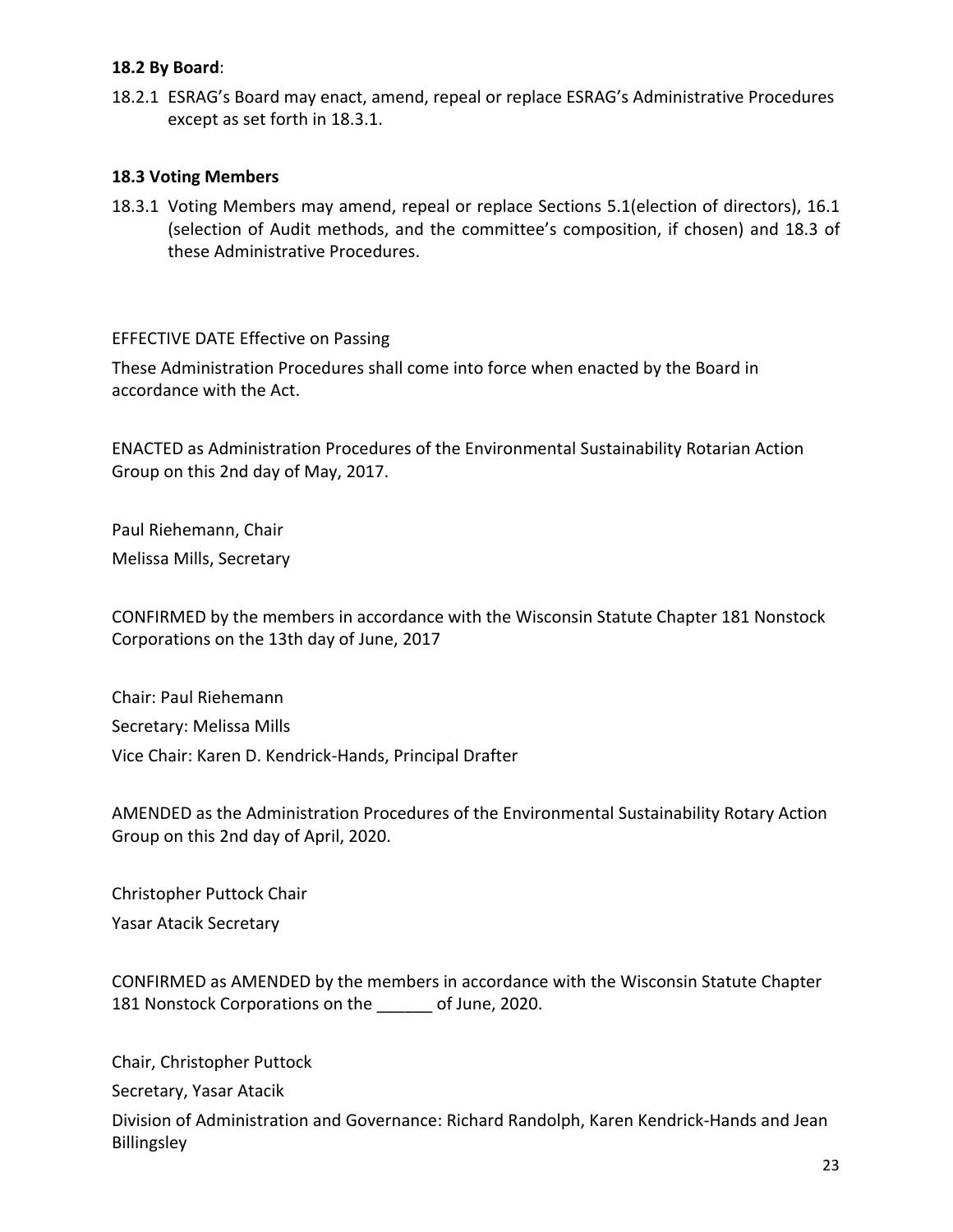**18.2 By Board**:

18.2.1 ESRAG's Board may enact, amend, repeal or replace ESRAG's Administrative Procedures except as set forth in 18.3.1.

**18.3 Voting Members**

18.3.1 Voting Members may amend, repeal or replace Sections 5.1(election of directors), 16.1 (selection of Audit methods, and the committee's composition, if chosen) and 18.3 of these Administrative Procedures.

EFFECTIVE DATE Effective on Passing

These Administration Procedures shall come into force when enacted by the Board in accordance with the Act.

ENACTED as Administration Procedures of the Environmental Sustainability Rotarian Action Group on this 2nd day of May, 2017.

Paul Riehemann, Chair

Melissa Mills, Secretary

CONFIRMED by the members in accordance with the Wisconsin Statute Chapter 181 Nonstock Corporations on the 13th day of June, 2017

Chair: Paul Riehemann

Secretary: Melissa Mills

Vice Chair: Karen D. Kendrick-Hands, Principal Drafter

AMENDED as the Administration Procedures of the Environmental Sustainability Rotary Action Group on this 2nd day of April, 2020.

Christopher Puttock Chair

Yasar Atacik Secretary

CONFIRMED as AMENDED by the members in accordance with the Wisconsin Statute Chapter 181 Nonstock Corporations on the ______ of June, 2020.

Chair, Christopher Puttock

Secretary, Yasar Atacik

Division of Administration and Governance: Richard Randolph, Karen Kendrick-Hands and Jean Billingsley